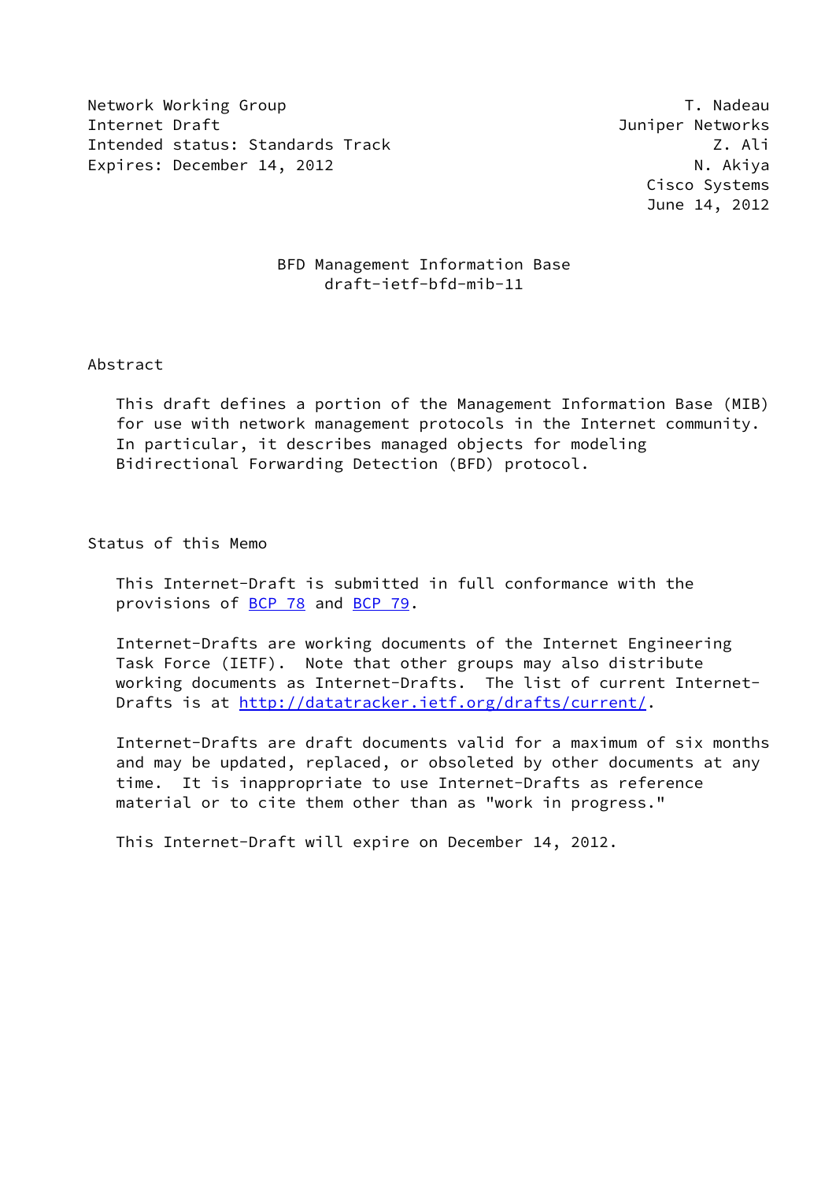Network Working Group T. Nadeau
Internet Draft Juniper Networks
Intended status: Standards Track Z. Ali
Expires: December 14, 2012 N. Akiya
Cisco Systems
June 14, 2012

# BFD Management Information Base
draft-ietf-bfd-mib-11

## Abstract

This draft defines a portion of the Management Information Base (MIB) for use with network management protocols in the Internet community. In particular, it describes managed objects for modeling Bidirectional Forwarding Detection (BFD) protocol.

## Status of this Memo

This Internet-Draft is submitted in full conformance with the provisions of BCP 78 and BCP 79.

Internet-Drafts are working documents of the Internet Engineering Task Force (IETF). Note that other groups may also distribute working documents as Internet-Drafts. The list of current Internet-Drafts is at http://datatracker.ietf.org/drafts/current/.

Internet-Drafts are draft documents valid for a maximum of six months and may be updated, replaced, or obsoleted by other documents at any time. It is inappropriate to use Internet-Drafts as reference material or to cite them other than as "work in progress."

This Internet-Draft will expire on December 14, 2012.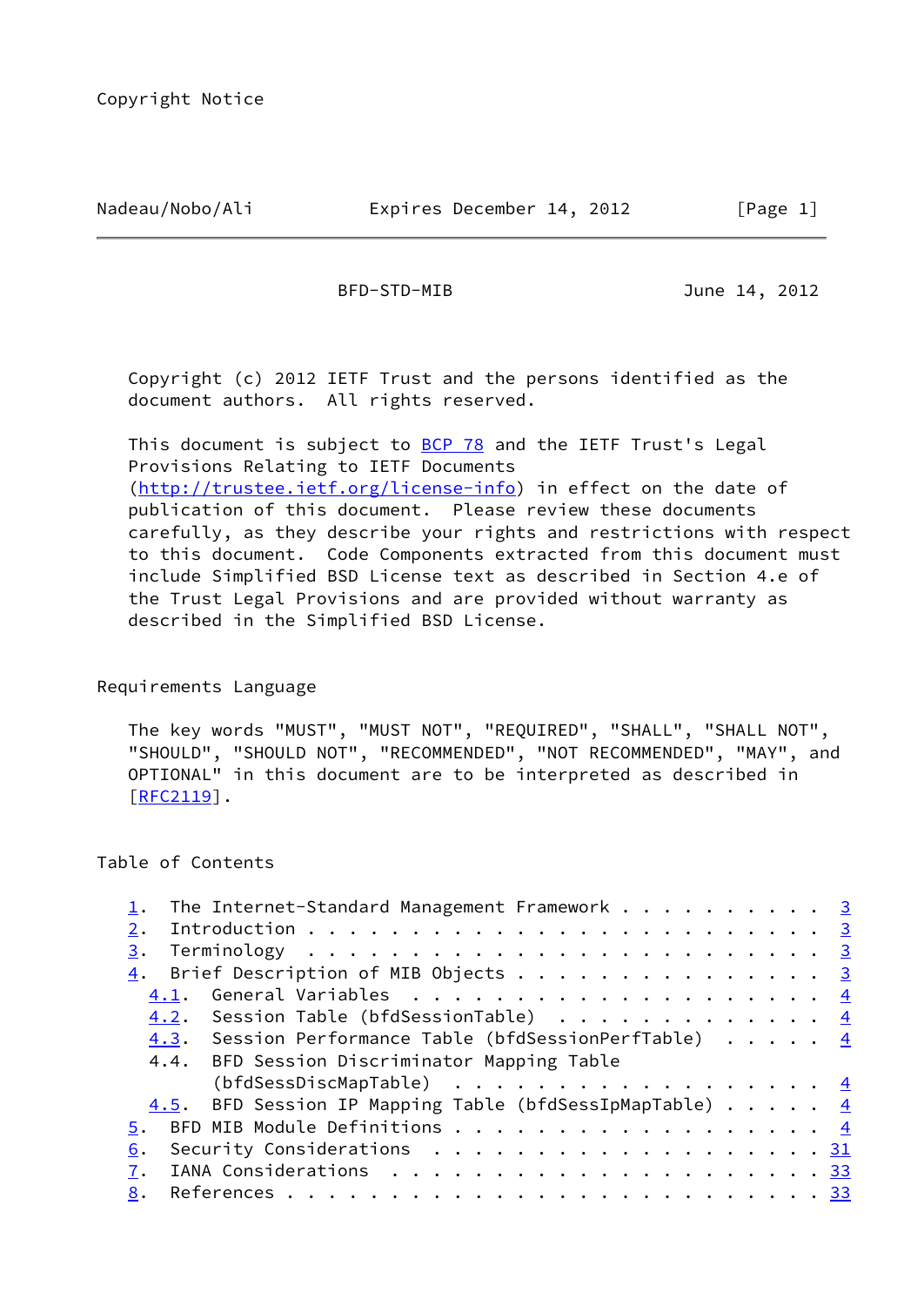Copyright Notice

Copyright (c) 2012 IETF Trust and the persons identified as the document authors. All rights reserved.

This document is subject to BCP 78 and the IETF Trust's Legal Provisions Relating to IETF Documents (http://trustee.ietf.org/license-info) in effect on the date of publication of this document. Please review these documents carefully, as they describe your rights and restrictions with respect to this document. Code Components extracted from this document must include Simplified BSD License text as described in Section 4.e of the Trust Legal Provisions and are provided without warranty as described in the Simplified BSD License.

Requirements Language

The key words "MUST", "MUST NOT", "REQUIRED", "SHALL", "SHALL NOT", "SHOULD", "SHOULD NOT", "RECOMMENDED", "NOT RECOMMENDED", "MAY", and OPTIONAL" in this document are to be interpreted as described in [RFC2119].

Table of Contents

```
   1.  The Internet-Standard Management Framework . . . . . . . . . .  3
   2.  Introduction . . . . . . . . . . . . . . . . . . . . . . . . .  3
   3.  Terminology  . . . . . . . . . . . . . . . . . . . . . . . . .  3
   4.  Brief Description of MIB Objects . . . . . . . . . . . . . . .  3
     4.1.  General Variables  . . . . . . . . . . . . . . . . . . . .  4
     4.2.  Session Table (bfdSessionTable)  . . . . . . . . . . . . .  4
     4.3.  Session Performance Table (bfdSessionPerfTable)  . . . . .  4
     4.4.  BFD Session Discriminator Mapping Table
           (bfdSessDiscMapTable)  . . . . . . . . . . . . . . . . . .  4
     4.5.  BFD Session IP Mapping Table (bfdSessIpMapTable) . . . . .  4
   5.  BFD MIB Module Definitions . . . . . . . . . . . . . . . . . .  4
   6.  Security Considerations  . . . . . . . . . . . . . . . . . . . 31
   7.  IANA Considerations  . . . . . . . . . . . . . . . . . . . . . 33
   8.  References . . . . . . . . . . . . . . . . . . . . . . . . . . 33
```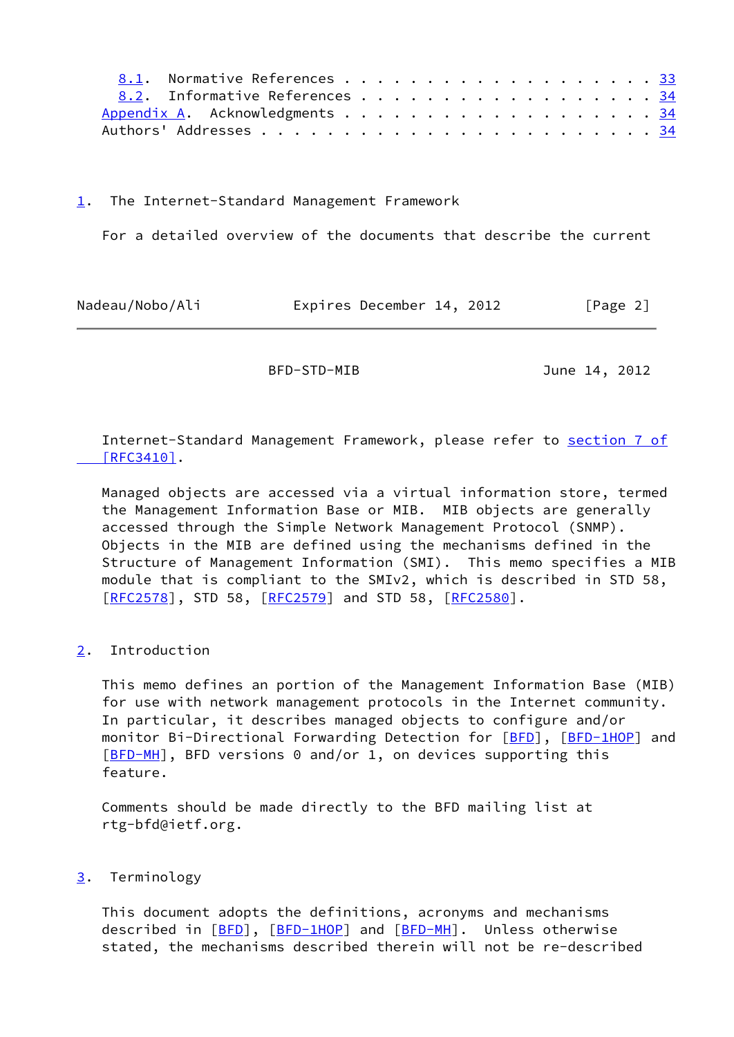8.1. Normative References . . . . . . . . . . . . . . . . . . . 33
8.2. Informative References . . . . . . . . . . . . . . . . . . 34
Appendix A. Acknowledgments . . . . . . . . . . . . . . . . . . 34
Authors' Addresses . . . . . . . . . . . . . . . . . . . . . . . 34

## 1. The Internet-Standard Management Framework

For a detailed overview of the documents that describe the current Internet-Standard Management Framework, please refer to section 7 of [RFC3410].

Managed objects are accessed via a virtual information store, termed the Management Information Base or MIB. MIB objects are generally accessed through the Simple Network Management Protocol (SNMP). Objects in the MIB are defined using the mechanisms defined in the Structure of Management Information (SMI). This memo specifies a MIB module that is compliant to the SMIv2, which is described in STD 58, [RFC2578], STD 58, [RFC2579] and STD 58, [RFC2580].

## 2. Introduction

This memo defines an portion of the Management Information Base (MIB) for use with network management protocols in the Internet community. In particular, it describes managed objects to configure and/or monitor Bi-Directional Forwarding Detection for [BFD], [BFD-1HOP] and [BFD-MH], BFD versions 0 and/or 1, on devices supporting this feature.

Comments should be made directly to the BFD mailing list at rtg-bfd@ietf.org.

## 3. Terminology

This document adopts the definitions, acronyms and mechanisms described in [BFD], [BFD-1HOP] and [BFD-MH]. Unless otherwise stated, the mechanisms described therein will not be re-described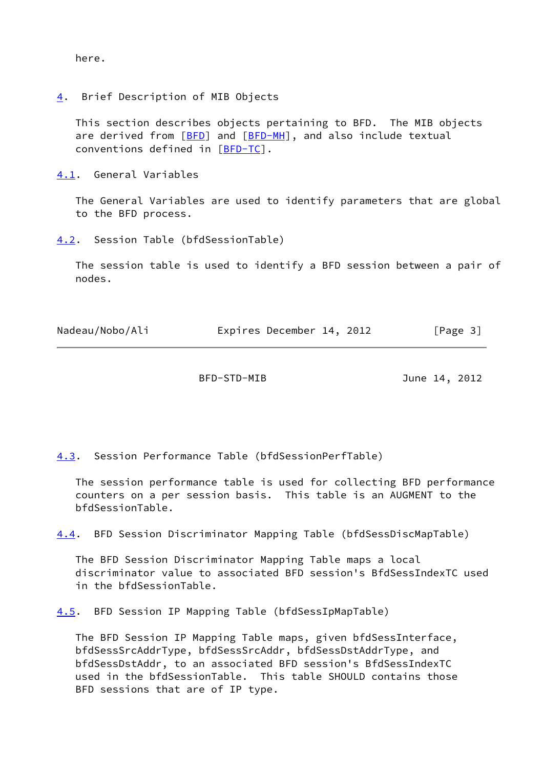here.

# 4. Brief Description of MIB Objects

This section describes objects pertaining to BFD. The MIB objects are derived from [BFD] and [BFD-MH], and also include textual conventions defined in [BFD-TC].

## 4.1. General Variables

The General Variables are used to identify parameters that are global to the BFD process.

## 4.2. Session Table (bfdSessionTable)

The session table is used to identify a BFD session between a pair of nodes.

## 4.3. Session Performance Table (bfdSessionPerfTable)

The session performance table is used for collecting BFD performance counters on a per session basis. This table is an AUGMENT to the bfdSessionTable.

## 4.4. BFD Session Discriminator Mapping Table (bfdSessDiscMapTable)

The BFD Session Discriminator Mapping Table maps a local discriminator value to associated BFD session's BfdSessIndexTC used in the bfdSessionTable.

## 4.5. BFD Session IP Mapping Table (bfdSessIpMapTable)

The BFD Session IP Mapping Table maps, given bfdSessInterface, bfdSessSrcAddrType, bfdSessSrcAddr, bfdSessDstAddrType, and bfdSessDstAddr, to an associated BFD session's BfdSessIndexTC used in the bfdSessionTable. This table SHOULD contains those BFD sessions that are of IP type.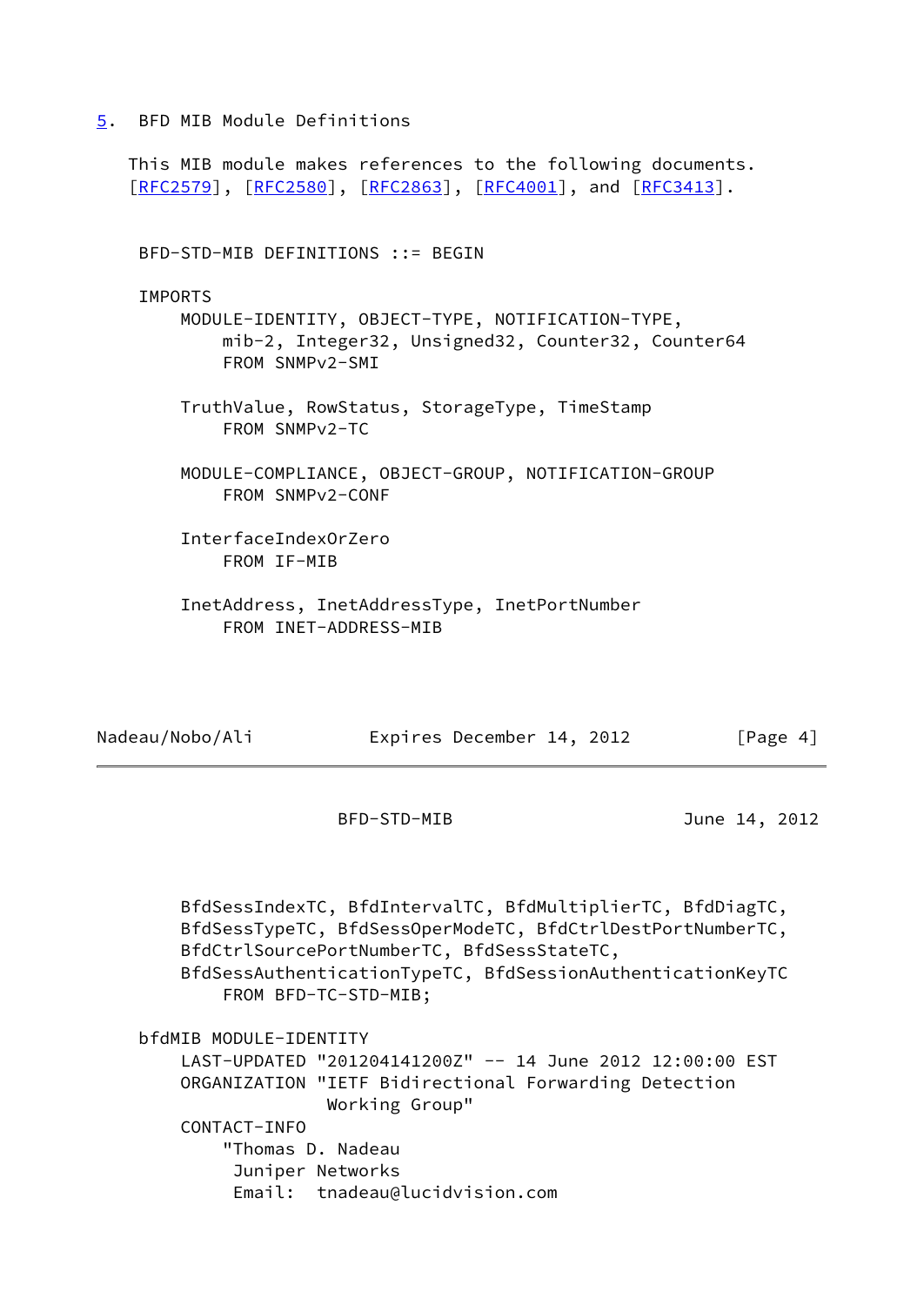## 5. BFD MIB Module Definitions

This MIB module makes references to the following documents. [RFC2579], [RFC2580], [RFC2863], [RFC4001], and [RFC3413].

```
 BFD-STD-MIB DEFINITIONS ::= BEGIN

 IMPORTS
     MODULE-IDENTITY, OBJECT-TYPE, NOTIFICATION-TYPE,
         mib-2, Integer32, Unsigned32, Counter32, Counter64
         FROM SNMPv2-SMI

     TruthValue, RowStatus, StorageType, TimeStamp
         FROM SNMPv2-TC

     MODULE-COMPLIANCE, OBJECT-GROUP, NOTIFICATION-GROUP
         FROM SNMPv2-CONF

     InterfaceIndexOrZero
         FROM IF-MIB

     InetAddress, InetAddressType, InetPortNumber
         FROM INET-ADDRESS-MIB

     BfdSessIndexTC, BfdIntervalTC, BfdMultiplierTC, BfdDiagTC,
     BfdSessTypeTC, BfdSessOperModeTC, BfdCtrlDestPortNumberTC,
     BfdCtrlSourcePortNumberTC, BfdSessStateTC,
     BfdSessAuthenticationTypeTC, BfdSessionAuthenticationKeyTC
         FROM BFD-TC-STD-MIB;

 bfdMIB MODULE-IDENTITY
     LAST-UPDATED "201204141200Z" -- 14 June 2012 12:00:00 EST
     ORGANIZATION "IETF Bidirectional Forwarding Detection
                   Working Group"
     CONTACT-INFO
         "Thomas D. Nadeau
          Juniper Networks
          Email:  tnadeau@lucidvision.com
```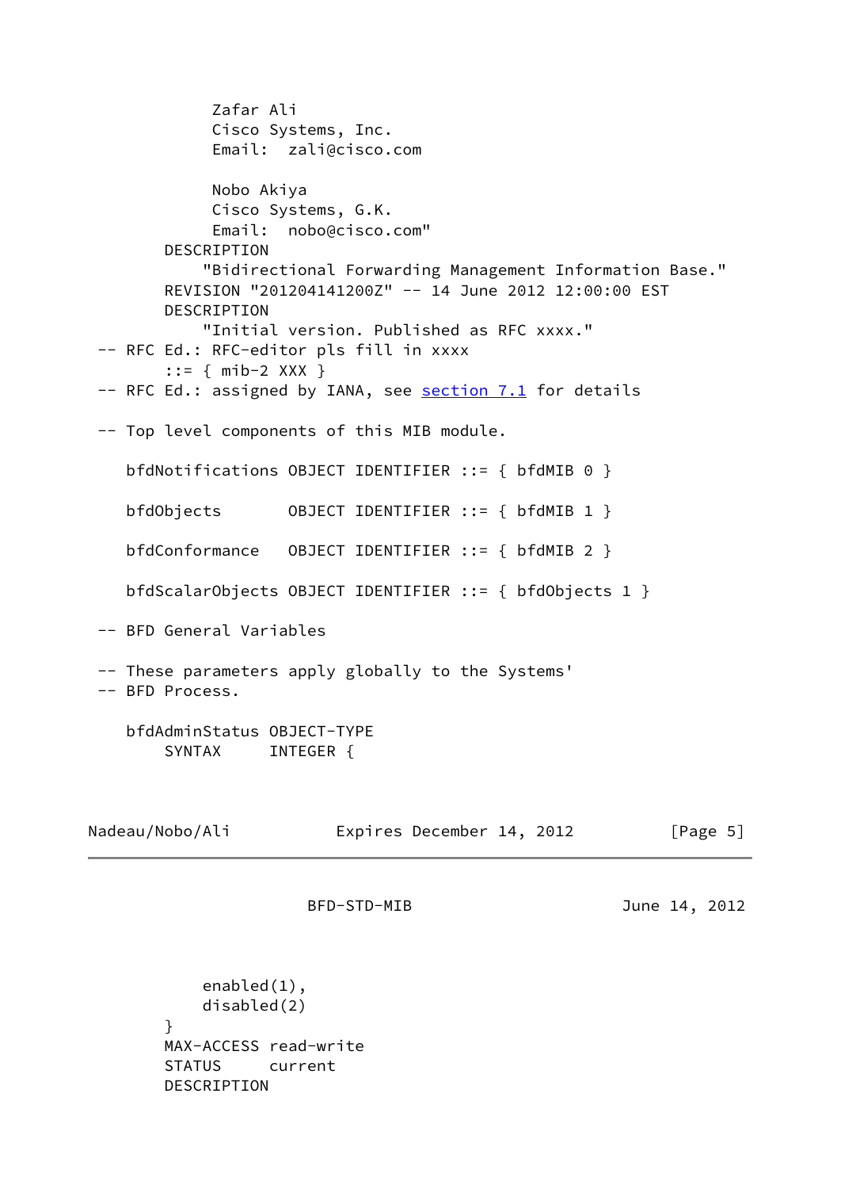```
            Zafar Ali
            Cisco Systems, Inc.
            Email:  zali@cisco.com

            Nobo Akiya
            Cisco Systems, G.K.
            Email:  nobo@cisco.com"
        DESCRIPTION
            "Bidirectional Forwarding Management Information Base."
        REVISION "201204141200Z" -- 14 June 2012 12:00:00 EST
        DESCRIPTION
            "Initial version. Published as RFC xxxx."
 -- RFC Ed.: RFC-editor pls fill in xxxx
        ::= { mib-2 XXX }
 -- RFC Ed.: assigned by IANA, see section 7.1 for details

 -- Top level components of this MIB module.

    bfdNotifications OBJECT IDENTIFIER ::= { bfdMIB 0 }

    bfdObjects       OBJECT IDENTIFIER ::= { bfdMIB 1 }

    bfdConformance   OBJECT IDENTIFIER ::= { bfdMIB 2 }

    bfdScalarObjects OBJECT IDENTIFIER ::= { bfdObjects 1 }

 -- BFD General Variables

 -- These parameters apply globally to the Systems'
 -- BFD Process.

    bfdAdminStatus OBJECT-TYPE
        SYNTAX     INTEGER {
            enabled(1),
            disabled(2)
        }
        MAX-ACCESS read-write
        STATUS     current
        DESCRIPTION
```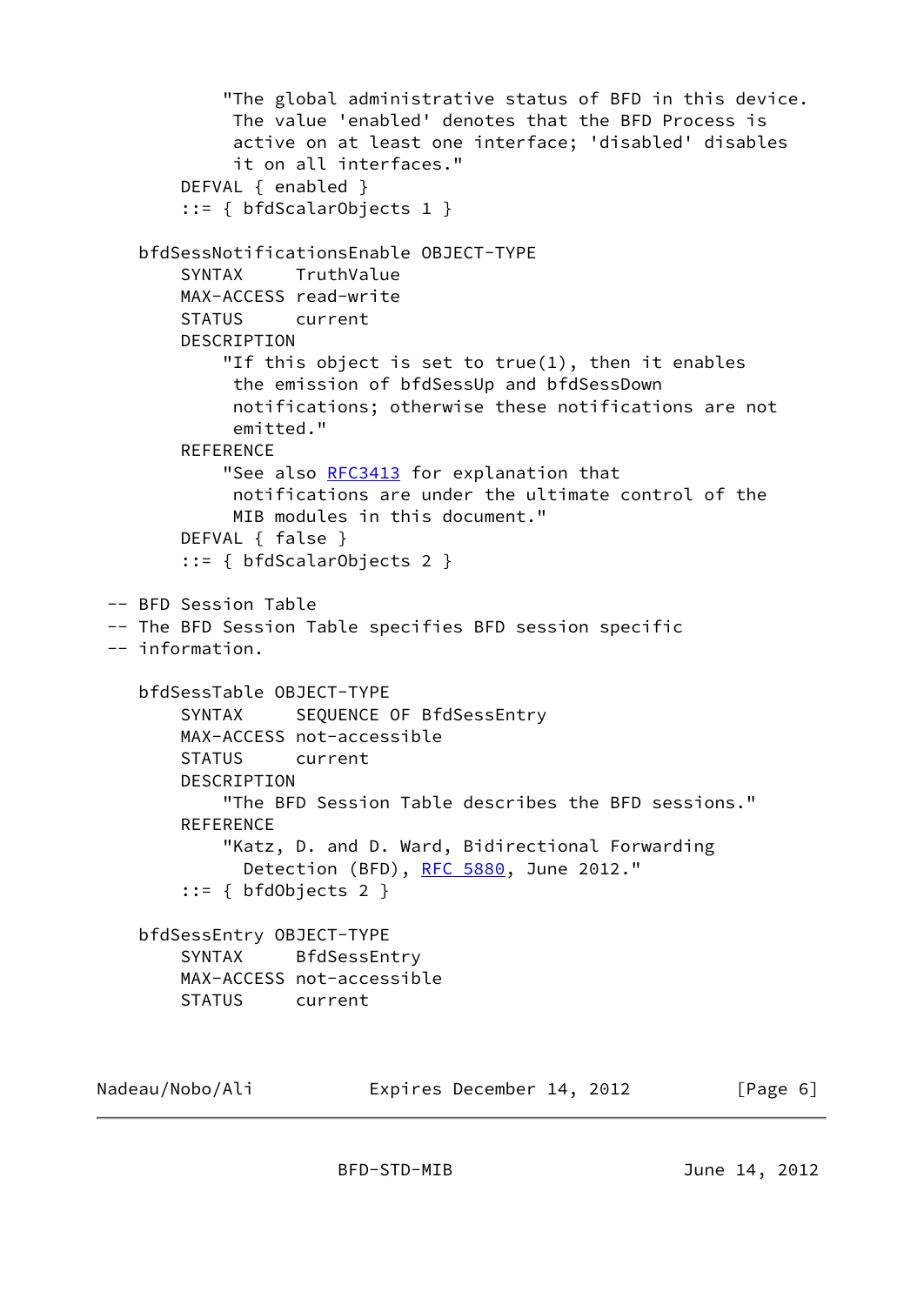```
            "The global administrative status of BFD in this device.
             The value 'enabled' denotes that the BFD Process is
             active on at least one interface; 'disabled' disables
             it on all interfaces."
        DEFVAL { enabled }
        ::= { bfdScalarObjects 1 }

    bfdSessNotificationsEnable OBJECT-TYPE
        SYNTAX     TruthValue
        MAX-ACCESS read-write
        STATUS     current
        DESCRIPTION
            "If this object is set to true(1), then it enables
             the emission of bfdSessUp and bfdSessDown
             notifications; otherwise these notifications are not
             emitted."
        REFERENCE
            "See also RFC3413 for explanation that
             notifications are under the ultimate control of the
             MIB modules in this document."
        DEFVAL { false }
        ::= { bfdScalarObjects 2 }

 -- BFD Session Table
 -- The BFD Session Table specifies BFD session specific
 -- information.

    bfdSessTable OBJECT-TYPE
        SYNTAX     SEQUENCE OF BfdSessEntry
        MAX-ACCESS not-accessible
        STATUS     current
        DESCRIPTION
            "The BFD Session Table describes the BFD sessions."
        REFERENCE
            "Katz, D. and D. Ward, Bidirectional Forwarding
              Detection (BFD), RFC 5880, June 2012."
        ::= { bfdObjects 2 }

    bfdSessEntry OBJECT-TYPE
        SYNTAX     BfdSessEntry
        MAX-ACCESS not-accessible
        STATUS     current
```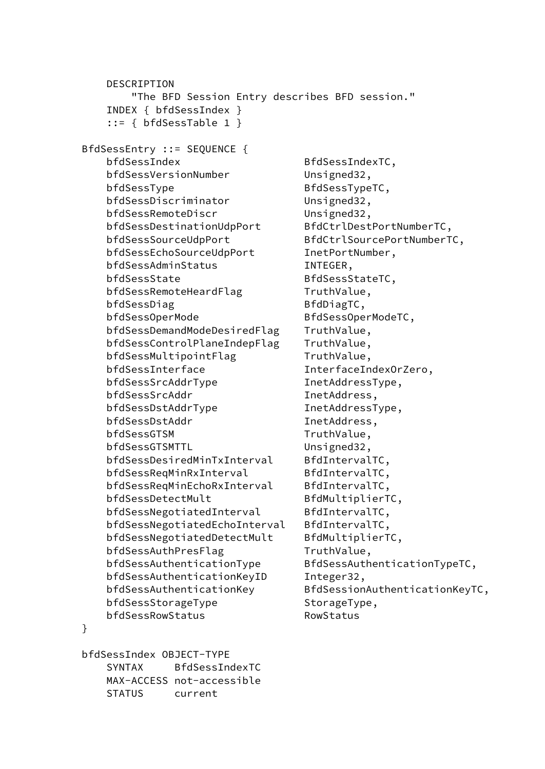```
    DESCRIPTION
        "The BFD Session Entry describes BFD session."
    INDEX { bfdSessIndex }
    ::= { bfdSessTable 1 }

BfdSessEntry ::= SEQUENCE {
    bfdSessIndex                    BfdSessIndexTC,
    bfdSessVersionNumber            Unsigned32,
    bfdSessType                     BfdSessTypeTC,
    bfdSessDiscriminator            Unsigned32,
    bfdSessRemoteDiscr              Unsigned32,
    bfdSessDestinationUdpPort       BfdCtrlDestPortNumberTC,
    bfdSessSourceUdpPort            BfdCtrlSourcePortNumberTC,
    bfdSessEchoSourceUdpPort        InetPortNumber,
    bfdSessAdminStatus              INTEGER,
    bfdSessState                    BfdSessStateTC,
    bfdSessRemoteHeardFlag          TruthValue,
    bfdSessDiag                     BfdDiagTC,
    bfdSessOperMode                 BfdSessOperModeTC,
    bfdSessDemandModeDesiredFlag    TruthValue,
    bfdSessControlPlaneIndepFlag    TruthValue,
    bfdSessMultipointFlag           TruthValue,
    bfdSessInterface                InterfaceIndexOrZero,
    bfdSessSrcAddrType              InetAddressType,
    bfdSessSrcAddr                  InetAddress,
    bfdSessDstAddrType              InetAddressType,
    bfdSessDstAddr                  InetAddress,
    bfdSessGTSM                     TruthValue,
    bfdSessGTSMTTL                  Unsigned32,
    bfdSessDesiredMinTxInterval     BfdIntervalTC,
    bfdSessReqMinRxInterval         BfdIntervalTC,
    bfdSessReqMinEchoRxInterval     BfdIntervalTC,
    bfdSessDetectMult               BfdMultiplierTC,
    bfdSessNegotiatedInterval       BfdIntervalTC,
    bfdSessNegotiatedEchoInterval   BfdIntervalTC,
    bfdSessNegotiatedDetectMult     BfdMultiplierTC,
    bfdSessAuthPresFlag             TruthValue,
    bfdSessAuthenticationType       BfdSessAuthenticationTypeTC,
    bfdSessAuthenticationKeyID      Integer32,
    bfdSessAuthenticationKey        BfdSessionAuthenticationKeyTC,
    bfdSessStorageType              StorageType,
    bfdSessRowStatus                RowStatus
}

bfdSessIndex OBJECT-TYPE
    SYNTAX     BfdSessIndexTC
    MAX-ACCESS not-accessible
    STATUS     current
```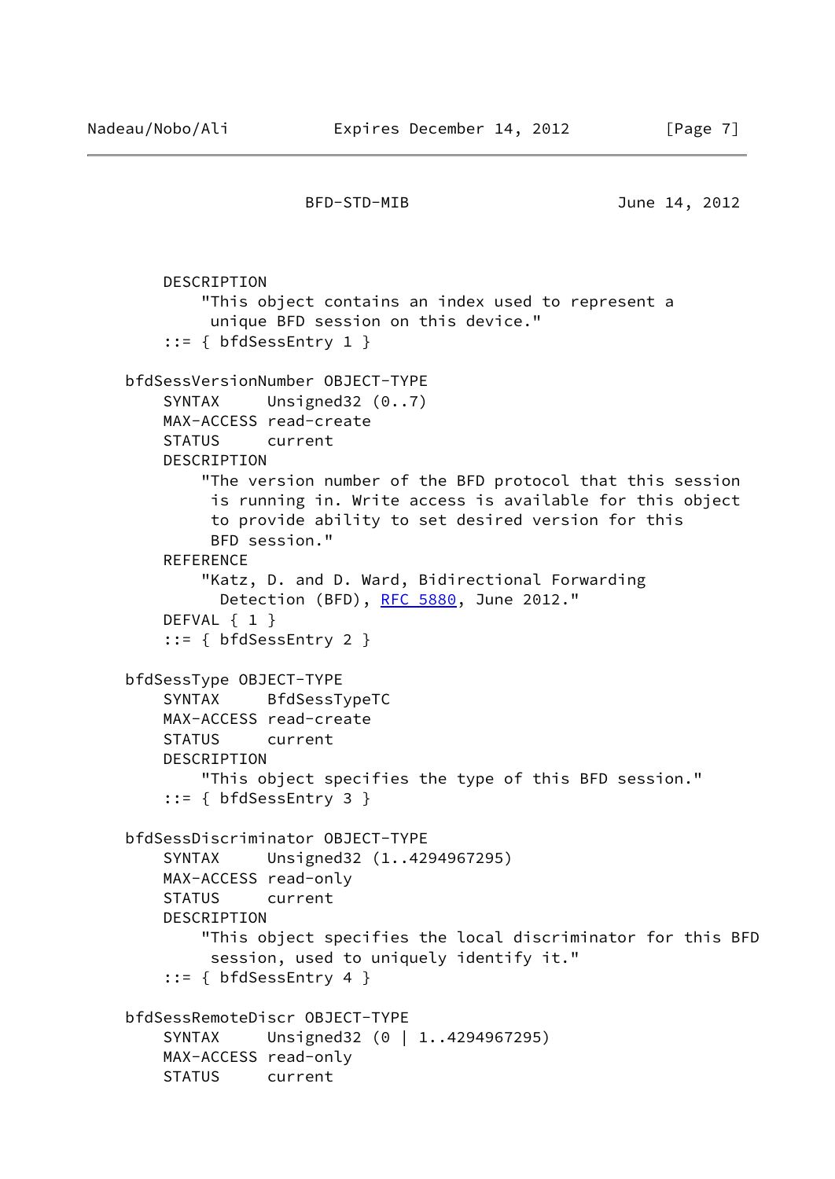```
        DESCRIPTION
            "This object contains an index used to represent a
             unique BFD session on this device."
        ::= { bfdSessEntry 1 }

    bfdSessVersionNumber OBJECT-TYPE
        SYNTAX     Unsigned32 (0..7)
        MAX-ACCESS read-create
        STATUS     current
        DESCRIPTION
            "The version number of the BFD protocol that this session
             is running in. Write access is available for this object
             to provide ability to set desired version for this
             BFD session."
        REFERENCE
            "Katz, D. and D. Ward, Bidirectional Forwarding
              Detection (BFD), RFC 5880, June 2012."
        DEFVAL { 1 }
        ::= { bfdSessEntry 2 }

    bfdSessType OBJECT-TYPE
        SYNTAX     BfdSessTypeTC
        MAX-ACCESS read-create
        STATUS     current
        DESCRIPTION
            "This object specifies the type of this BFD session."
        ::= { bfdSessEntry 3 }

    bfdSessDiscriminator OBJECT-TYPE
        SYNTAX     Unsigned32 (1..4294967295)
        MAX-ACCESS read-only
        STATUS     current
        DESCRIPTION
            "This object specifies the local discriminator for this BFD
             session, used to uniquely identify it."
        ::= { bfdSessEntry 4 }

    bfdSessRemoteDiscr OBJECT-TYPE
        SYNTAX     Unsigned32 (0 | 1..4294967295)
        MAX-ACCESS read-only
        STATUS     current
```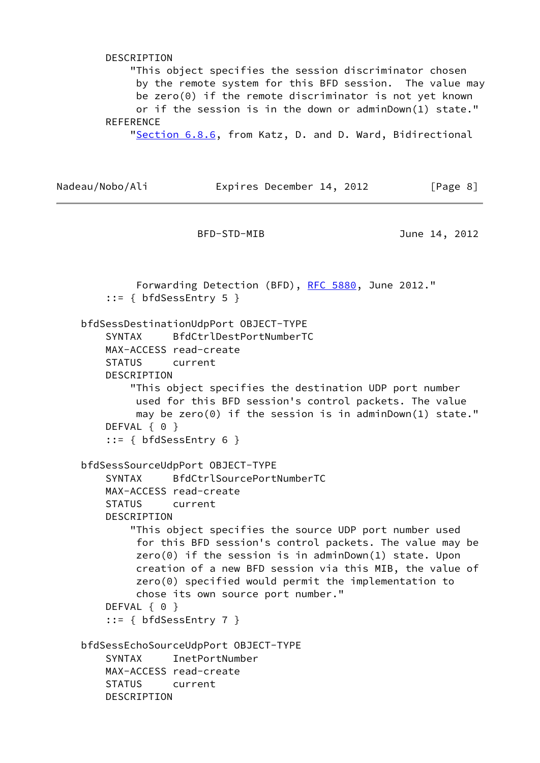```
        DESCRIPTION
            "This object specifies the session discriminator chosen
             by the remote system for this BFD session.  The value may
             be zero(0) if the remote discriminator is not yet known
             or if the session is in the down or adminDown(1) state."
        REFERENCE
            "Section 6.8.6, from Katz, D. and D. Ward, Bidirectional
             Forwarding Detection (BFD), RFC 5880, June 2012."
        ::= { bfdSessEntry 5 }

    bfdSessDestinationUdpPort OBJECT-TYPE
        SYNTAX     BfdCtrlDestPortNumberTC
        MAX-ACCESS read-create
        STATUS     current
        DESCRIPTION
            "This object specifies the destination UDP port number
             used for this BFD session's control packets. The value
             may be zero(0) if the session is in adminDown(1) state."
        DEFVAL { 0 }
        ::= { bfdSessEntry 6 }

    bfdSessSourceUdpPort OBJECT-TYPE
        SYNTAX     BfdCtrlSourcePortNumberTC
        MAX-ACCESS read-create
        STATUS     current
        DESCRIPTION
            "This object specifies the source UDP port number used
             for this BFD session's control packets. The value may be
             zero(0) if the session is in adminDown(1) state. Upon
             creation of a new BFD session via this MIB, the value of
             zero(0) specified would permit the implementation to
             chose its own source port number."
        DEFVAL { 0 }
        ::= { bfdSessEntry 7 }

    bfdSessEchoSourceUdpPort OBJECT-TYPE
        SYNTAX     InetPortNumber
        MAX-ACCESS read-create
        STATUS     current
        DESCRIPTION
```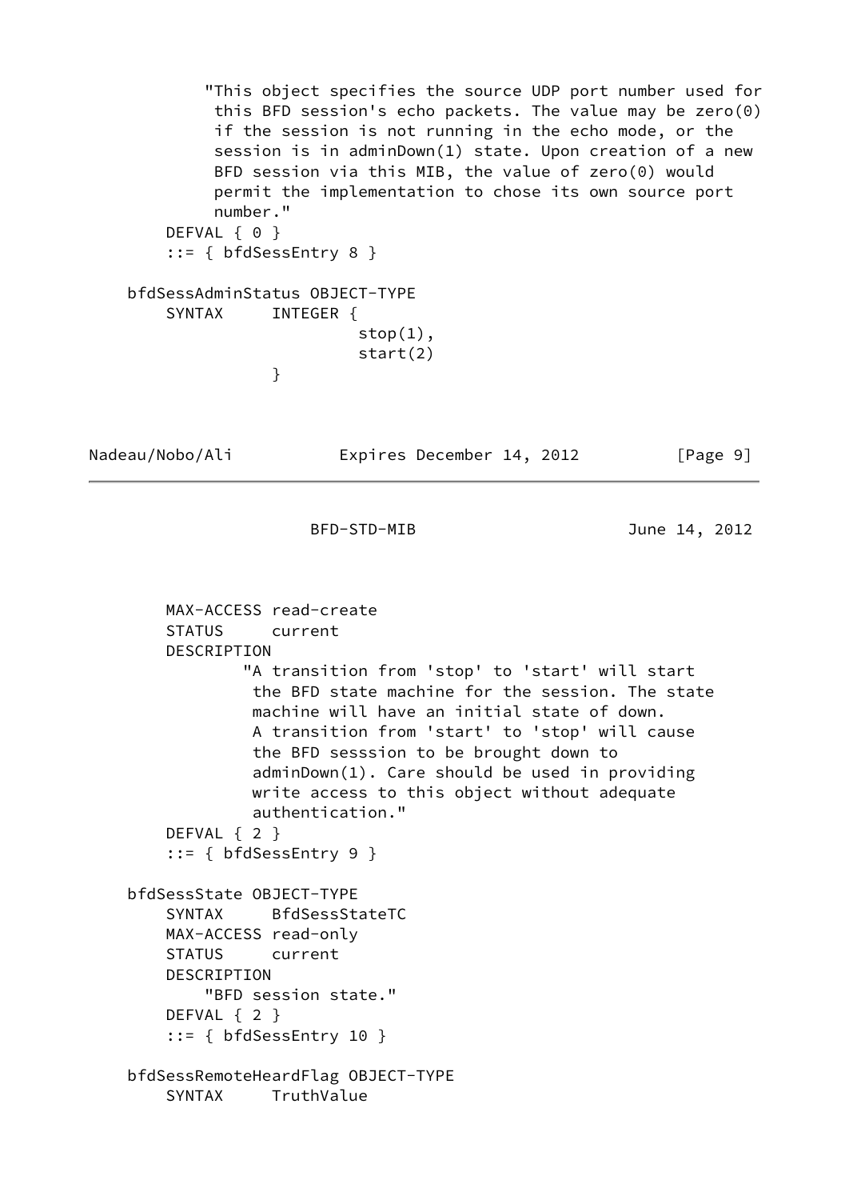```
            "This object specifies the source UDP port number used for
             this BFD session's echo packets. The value may be zero(0)
             if the session is not running in the echo mode, or the
             session is in adminDown(1) state. Upon creation of a new
             BFD session via this MIB, the value of zero(0) would
             permit the implementation to chose its own source port
             number."
        DEFVAL { 0 }
        ::= { bfdSessEntry 8 }

    bfdSessAdminStatus OBJECT-TYPE
        SYNTAX     INTEGER {
                            stop(1),
                            start(2)
                   }
        MAX-ACCESS read-create
        STATUS     current
        DESCRIPTION
                "A transition from 'stop' to 'start' will start
                 the BFD state machine for the session. The state
                 machine will have an initial state of down.
                 A transition from 'start' to 'stop' will cause
                 the BFD sesssion to be brought down to
                 adminDown(1). Care should be used in providing
                 write access to this object without adequate
                 authentication."
        DEFVAL { 2 }
        ::= { bfdSessEntry 9 }

    bfdSessState OBJECT-TYPE
        SYNTAX     BfdSessStateTC
        MAX-ACCESS read-only
        STATUS     current
        DESCRIPTION
            "BFD session state."
        DEFVAL { 2 }
        ::= { bfdSessEntry 10 }

    bfdSessRemoteHeardFlag OBJECT-TYPE
        SYNTAX     TruthValue
```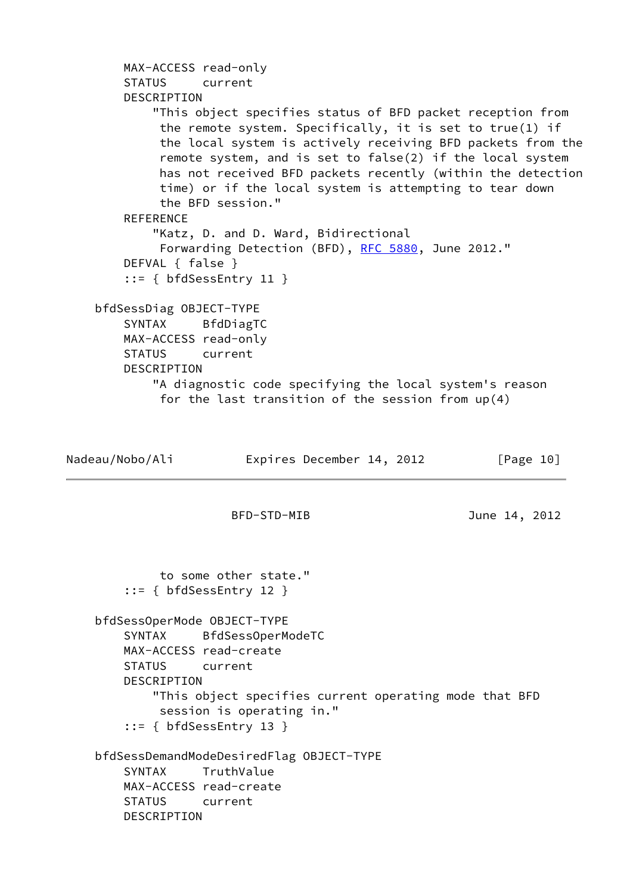```
       MAX-ACCESS read-only
       STATUS     current
       DESCRIPTION
           "This object specifies status of BFD packet reception from
            the remote system. Specifically, it is set to true(1) if
            the local system is actively receiving BFD packets from the
            remote system, and is set to false(2) if the local system
            has not received BFD packets recently (within the detection
            time) or if the local system is attempting to tear down
            the BFD session."
       REFERENCE
           "Katz, D. and D. Ward, Bidirectional
            Forwarding Detection (BFD), RFC 5880, June 2012."
       DEFVAL { false }
       ::= { bfdSessEntry 11 }

   bfdSessDiag OBJECT-TYPE
       SYNTAX     BfdDiagTC
       MAX-ACCESS read-only
       STATUS     current
       DESCRIPTION
           "A diagnostic code specifying the local system's reason
            for the last transition of the session from up(4)
            to some other state."
       ::= { bfdSessEntry 12 }

   bfdSessOperMode OBJECT-TYPE
       SYNTAX     BfdSessOperModeTC
       MAX-ACCESS read-create
       STATUS     current
       DESCRIPTION
           "This object specifies current operating mode that BFD
            session is operating in."
       ::= { bfdSessEntry 13 }

   bfdSessDemandModeDesiredFlag OBJECT-TYPE
       SYNTAX     TruthValue
       MAX-ACCESS read-create
       STATUS     current
       DESCRIPTION
```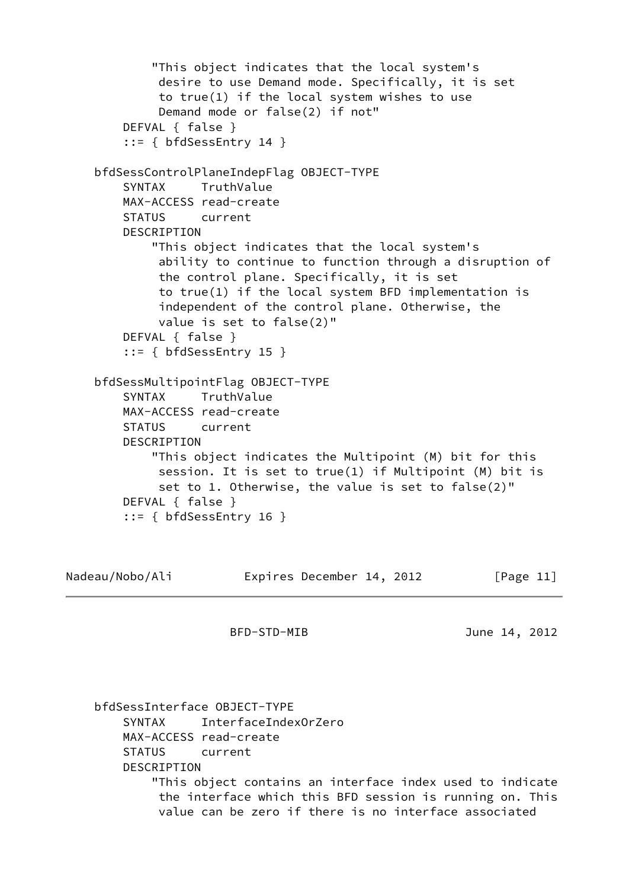```
           "This object indicates that the local system's
            desire to use Demand mode. Specifically, it is set
            to true(1) if the local system wishes to use
            Demand mode or false(2) if not"
       DEFVAL { false }
       ::= { bfdSessEntry 14 }

   bfdSessControlPlaneIndepFlag OBJECT-TYPE
       SYNTAX     TruthValue
       MAX-ACCESS read-create
       STATUS     current
       DESCRIPTION
           "This object indicates that the local system's
            ability to continue to function through a disruption of
            the control plane. Specifically, it is set
            to true(1) if the local system BFD implementation is
            independent of the control plane. Otherwise, the
            value is set to false(2)"
       DEFVAL { false }
       ::= { bfdSessEntry 15 }

   bfdSessMultipointFlag OBJECT-TYPE
       SYNTAX     TruthValue
       MAX-ACCESS read-create
       STATUS     current
       DESCRIPTION
           "This object indicates the Multipoint (M) bit for this
            session. It is set to true(1) if Multipoint (M) bit is
            set to 1. Otherwise, the value is set to false(2)"
       DEFVAL { false }
       ::= { bfdSessEntry 16 }

   bfdSessInterface OBJECT-TYPE
       SYNTAX     InterfaceIndexOrZero
       MAX-ACCESS read-create
       STATUS     current
       DESCRIPTION
           "This object contains an interface index used to indicate
            the interface which this BFD session is running on. This
            value can be zero if there is no interface associated
```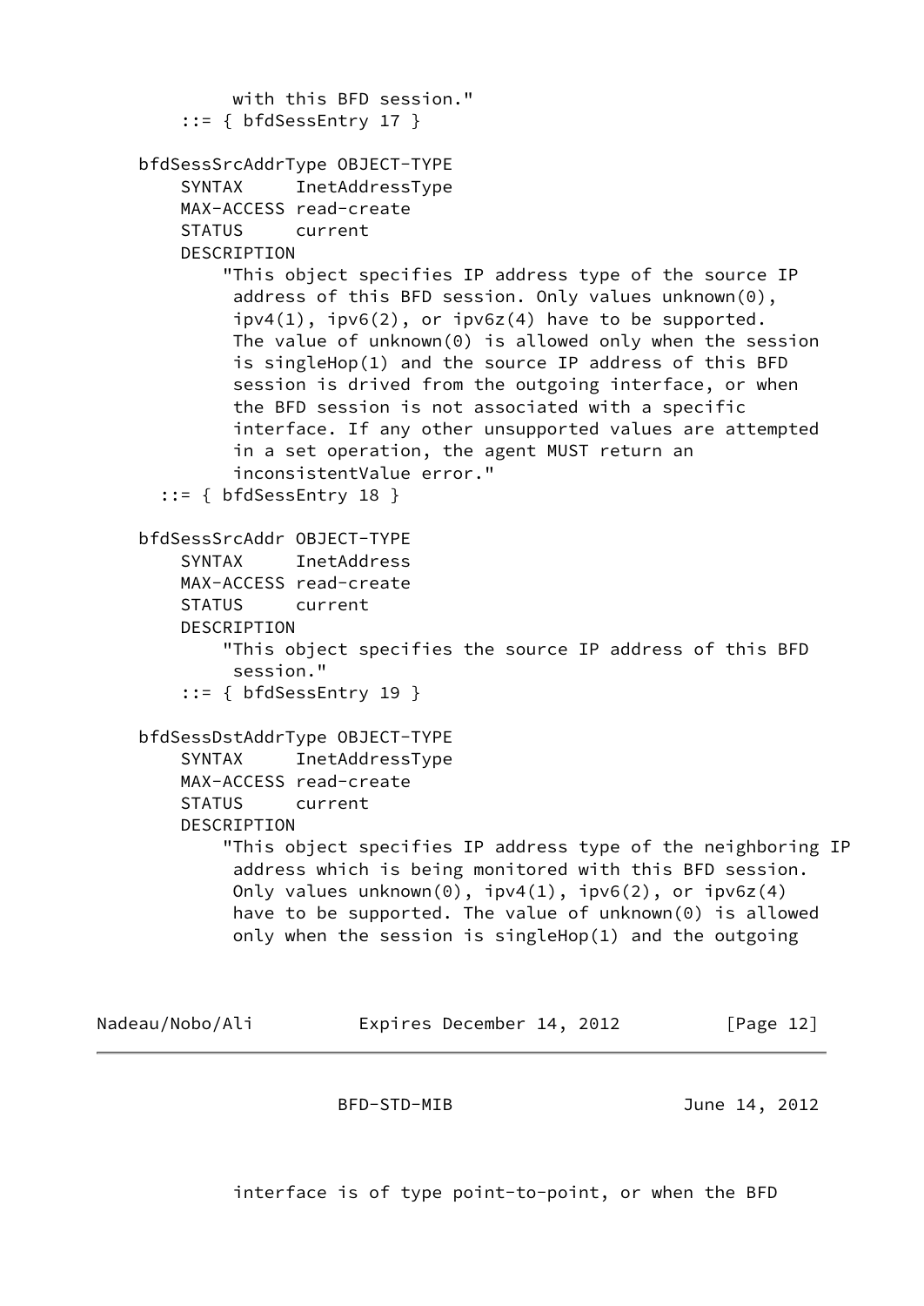```
            with this BFD session."
        ::= { bfdSessEntry 17 }

    bfdSessSrcAddrType OBJECT-TYPE
        SYNTAX     InetAddressType
        MAX-ACCESS read-create
        STATUS     current
        DESCRIPTION
            "This object specifies IP address type of the source IP
             address of this BFD session. Only values unknown(0),
             ipv4(1), ipv6(2), or ipv6z(4) have to be supported.
             The value of unknown(0) is allowed only when the session
             is singleHop(1) and the source IP address of this BFD
             session is drived from the outgoing interface, or when
             the BFD session is not associated with a specific
             interface. If any other unsupported values are attempted
             in a set operation, the agent MUST return an
             inconsistentValue error."
      ::= { bfdSessEntry 18 }

    bfdSessSrcAddr OBJECT-TYPE
        SYNTAX     InetAddress
        MAX-ACCESS read-create
        STATUS     current
        DESCRIPTION
            "This object specifies the source IP address of this BFD
             session."
        ::= { bfdSessEntry 19 }

    bfdSessDstAddrType OBJECT-TYPE
        SYNTAX     InetAddressType
        MAX-ACCESS read-create
        STATUS     current
        DESCRIPTION
            "This object specifies IP address type of the neighboring IP
             address which is being monitored with this BFD session.
             Only values unknown(0), ipv4(1), ipv6(2), or ipv6z(4)
             have to be supported. The value of unknown(0) is allowed
             only when the session is singleHop(1) and the outgoing
             interface is of type point-to-point, or when the BFD
```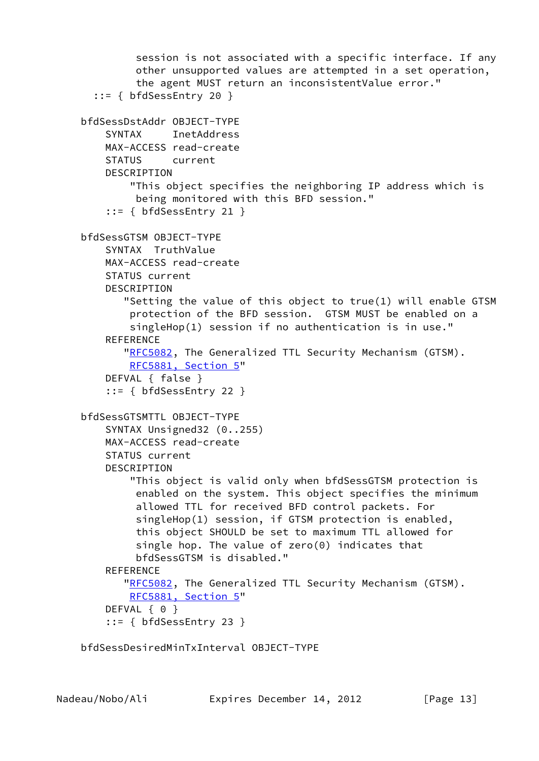```
          session is not associated with a specific interface. If any
          other unsupported values are attempted in a set operation,
          the agent MUST return an inconsistentValue error."
      ::= { bfdSessEntry 20 }

    bfdSessDstAddr OBJECT-TYPE
        SYNTAX     InetAddress
        MAX-ACCESS read-create
        STATUS     current
        DESCRIPTION
            "This object specifies the neighboring IP address which is
             being monitored with this BFD session."
        ::= { bfdSessEntry 21 }

    bfdSessGTSM OBJECT-TYPE
        SYNTAX  TruthValue
        MAX-ACCESS read-create
        STATUS current
        DESCRIPTION
           "Setting the value of this object to true(1) will enable GTSM
            protection of the BFD session.  GTSM MUST be enabled on a
            singleHop(1) session if no authentication is in use."
        REFERENCE
           "RFC5082, The Generalized TTL Security Mechanism (GTSM).
            RFC5881, Section 5"
        DEFVAL { false }
        ::= { bfdSessEntry 22 }

    bfdSessGTSMTTL OBJECT-TYPE
        SYNTAX Unsigned32 (0..255)
        MAX-ACCESS read-create
        STATUS current
        DESCRIPTION
            "This object is valid only when bfdSessGTSM protection is
             enabled on the system. This object specifies the minimum
             allowed TTL for received BFD control packets. For
             singleHop(1) session, if GTSM protection is enabled,
             this object SHOULD be set to maximum TTL allowed for
             single hop. The value of zero(0) indicates that
             bfdSessGTSM is disabled."
        REFERENCE
           "RFC5082, The Generalized TTL Security Mechanism (GTSM).
            RFC5881, Section 5"
        DEFVAL { 0 }
        ::= { bfdSessEntry 23 }

    bfdSessDesiredMinTxInterval OBJECT-TYPE
```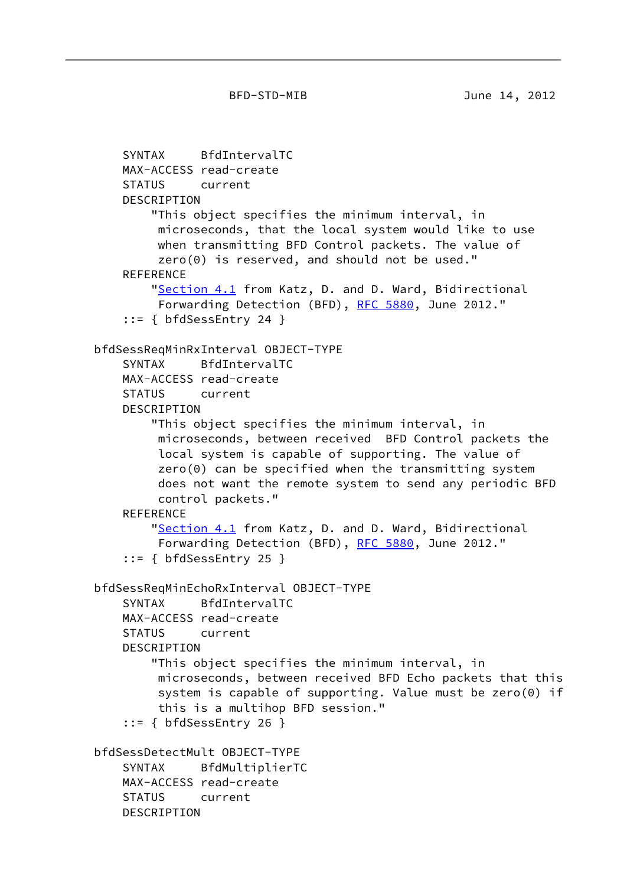```
        SYNTAX     BfdIntervalTC
        MAX-ACCESS read-create
        STATUS     current
        DESCRIPTION
            "This object specifies the minimum interval, in
             microseconds, that the local system would like to use
             when transmitting BFD Control packets. The value of
             zero(0) is reserved, and should not be used."
        REFERENCE
            "Section 4.1 from Katz, D. and D. Ward, Bidirectional
             Forwarding Detection (BFD), RFC 5880, June 2012."
        ::= { bfdSessEntry 24 }

    bfdSessReqMinRxInterval OBJECT-TYPE
        SYNTAX     BfdIntervalTC
        MAX-ACCESS read-create
        STATUS     current
        DESCRIPTION
            "This object specifies the minimum interval, in
             microseconds, between received  BFD Control packets the
             local system is capable of supporting. The value of
             zero(0) can be specified when the transmitting system
             does not want the remote system to send any periodic BFD
             control packets."
        REFERENCE
            "Section 4.1 from Katz, D. and D. Ward, Bidirectional
             Forwarding Detection (BFD), RFC 5880, June 2012."
        ::= { bfdSessEntry 25 }

    bfdSessReqMinEchoRxInterval OBJECT-TYPE
        SYNTAX     BfdIntervalTC
        MAX-ACCESS read-create
        STATUS     current
        DESCRIPTION
            "This object specifies the minimum interval, in
             microseconds, between received BFD Echo packets that this
             system is capable of supporting. Value must be zero(0) if
             this is a multihop BFD session."
        ::= { bfdSessEntry 26 }

    bfdSessDetectMult OBJECT-TYPE
        SYNTAX     BfdMultiplierTC
        MAX-ACCESS read-create
        STATUS     current
        DESCRIPTION
```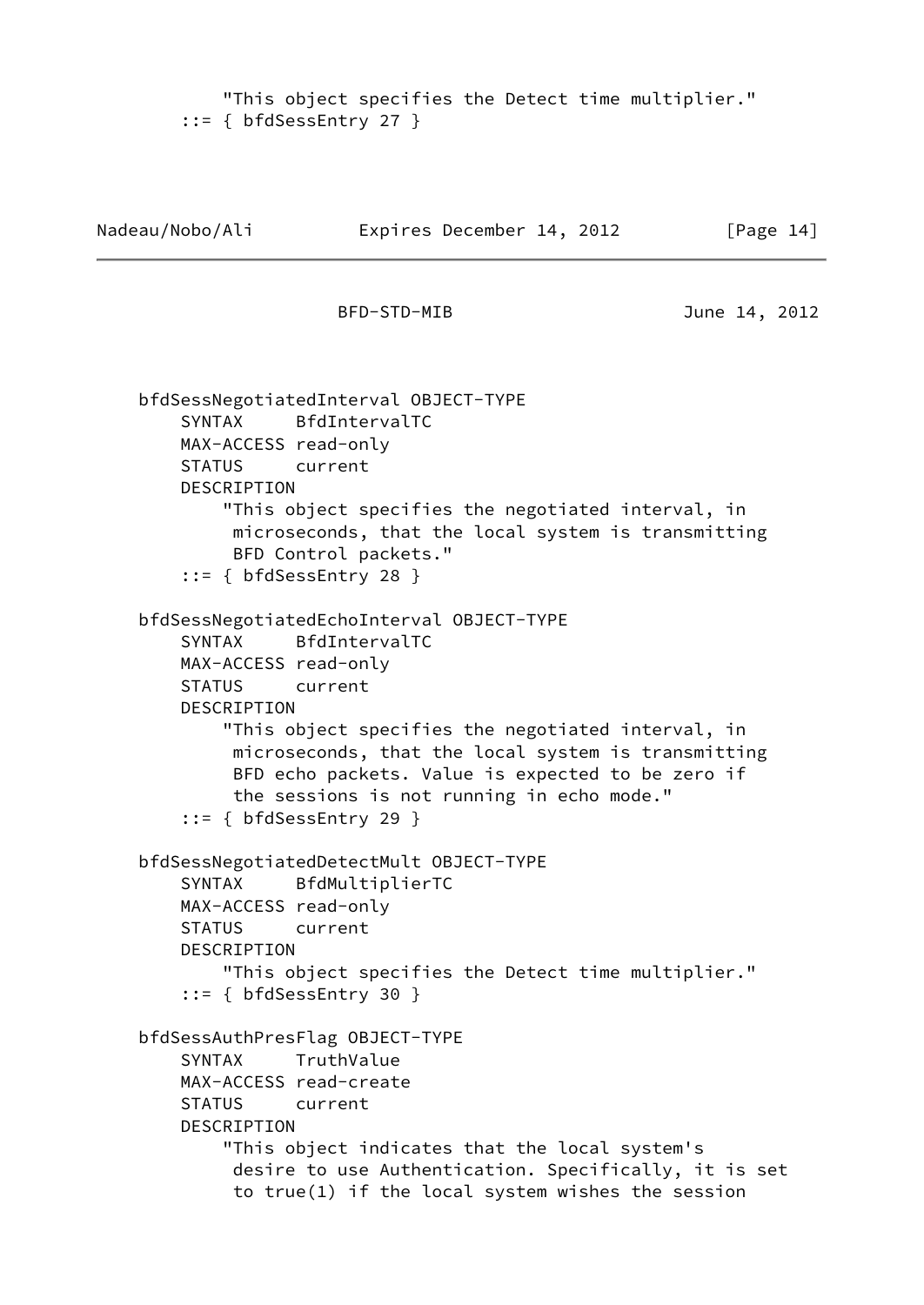```
            "This object specifies the Detect time multiplier."
        ::= { bfdSessEntry 27 }
```

```
    bfdSessNegotiatedInterval OBJECT-TYPE
        SYNTAX     BfdIntervalTC
        MAX-ACCESS read-only
        STATUS     current
        DESCRIPTION
            "This object specifies the negotiated interval, in
             microseconds, that the local system is transmitting
             BFD Control packets."
        ::= { bfdSessEntry 28 }

    bfdSessNegotiatedEchoInterval OBJECT-TYPE
        SYNTAX     BfdIntervalTC
        MAX-ACCESS read-only
        STATUS     current
        DESCRIPTION
            "This object specifies the negotiated interval, in
             microseconds, that the local system is transmitting
             BFD echo packets. Value is expected to be zero if
             the sessions is not running in echo mode."
        ::= { bfdSessEntry 29 }

    bfdSessNegotiatedDetectMult OBJECT-TYPE
        SYNTAX     BfdMultiplierTC
        MAX-ACCESS read-only
        STATUS     current
        DESCRIPTION
            "This object specifies the Detect time multiplier."
        ::= { bfdSessEntry 30 }

    bfdSessAuthPresFlag OBJECT-TYPE
        SYNTAX     TruthValue
        MAX-ACCESS read-create
        STATUS     current
        DESCRIPTION
            "This object indicates that the local system's
             desire to use Authentication. Specifically, it is set
             to true(1) if the local system wishes the session
```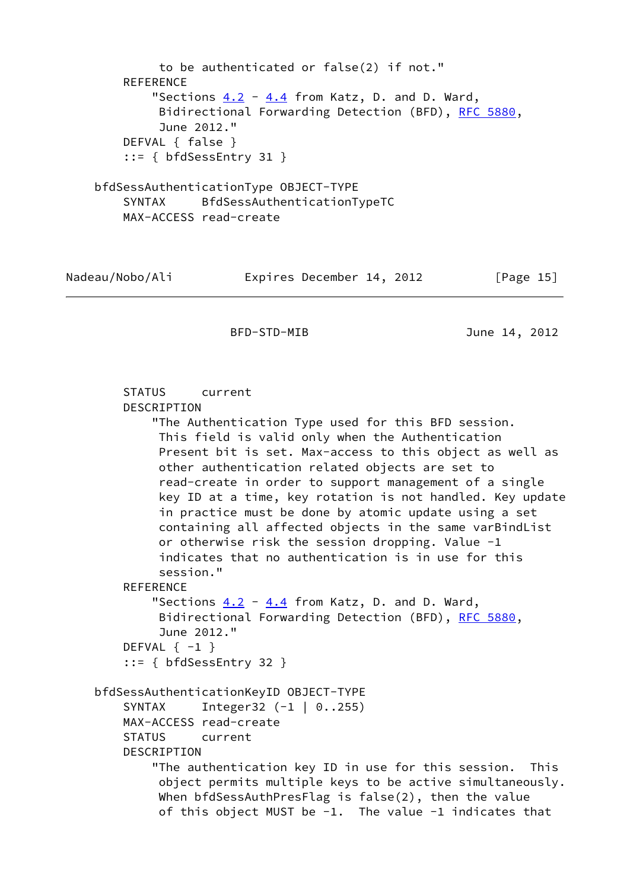```
            to be authenticated or false(2) if not."
        REFERENCE
            "Sections 4.2 - 4.4 from Katz, D. and D. Ward,
             Bidirectional Forwarding Detection (BFD), RFC 5880,
             June 2012."
        DEFVAL { false }
        ::= { bfdSessEntry 31 }

    bfdSessAuthenticationType OBJECT-TYPE
        SYNTAX     BfdSessAuthenticationTypeTC
        MAX-ACCESS read-create
        STATUS     current
        DESCRIPTION
            "The Authentication Type used for this BFD session.
             This field is valid only when the Authentication
             Present bit is set. Max-access to this object as well as
             other authentication related objects are set to
             read-create in order to support management of a single
             key ID at a time, key rotation is not handled. Key update
             in practice must be done by atomic update using a set
             containing all affected objects in the same varBindList
             or otherwise risk the session dropping. Value -1
             indicates that no authentication is in use for this
             session."
        REFERENCE
            "Sections 4.2 - 4.4 from Katz, D. and D. Ward,
             Bidirectional Forwarding Detection (BFD), RFC 5880,
             June 2012."
        DEFVAL { -1 }
        ::= { bfdSessEntry 32 }

    bfdSessAuthenticationKeyID OBJECT-TYPE
        SYNTAX     Integer32 (-1 | 0..255)
        MAX-ACCESS read-create
        STATUS     current
        DESCRIPTION
            "The authentication key ID in use for this session.  This
             object permits multiple keys to be active simultaneously.
             When bfdSessAuthPresFlag is false(2), then the value
             of this object MUST be -1.  The value -1 indicates that
```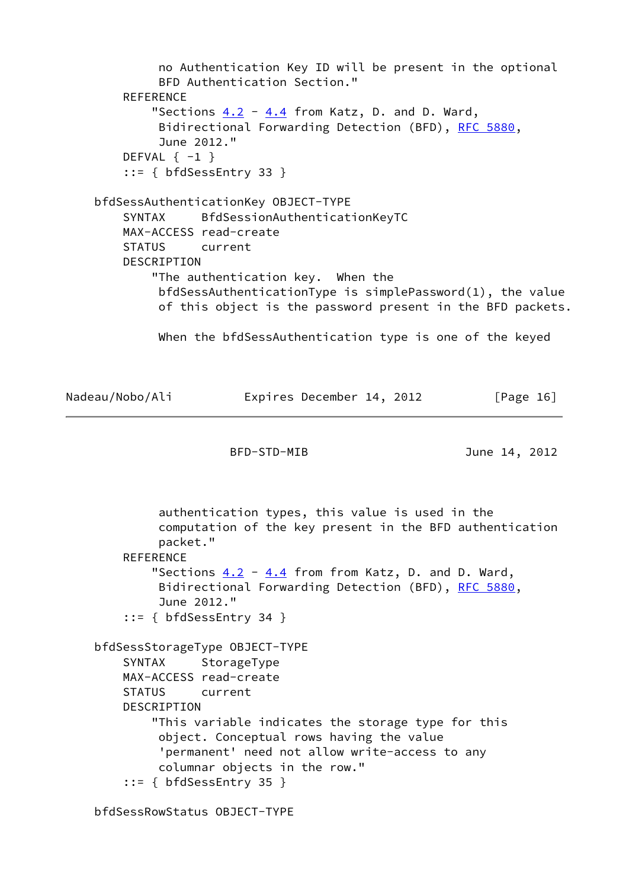```
           no Authentication Key ID will be present in the optional
           BFD Authentication Section."
       REFERENCE
           "Sections 4.2 - 4.4 from Katz, D. and D. Ward,
           Bidirectional Forwarding Detection (BFD), RFC 5880,
           June 2012."
       DEFVAL { -1 }
       ::= { bfdSessEntry 33 }

   bfdSessAuthenticationKey OBJECT-TYPE
       SYNTAX     BfdSessionAuthenticationKeyTC
       MAX-ACCESS read-create
       STATUS     current
       DESCRIPTION
           "The authentication key.  When the
           bfdSessAuthenticationType is simplePassword(1), the value
           of this object is the password present in the BFD packets.

           When the bfdSessAuthentication type is one of the keyed
           authentication types, this value is used in the
           computation of the key present in the BFD authentication
           packet."
       REFERENCE
           "Sections 4.2 - 4.4 from from Katz, D. and D. Ward,
           Bidirectional Forwarding Detection (BFD), RFC 5880,
           June 2012."
       ::= { bfdSessEntry 34 }

   bfdSessStorageType OBJECT-TYPE
       SYNTAX     StorageType
       MAX-ACCESS read-create
       STATUS     current
       DESCRIPTION
           "This variable indicates the storage type for this
           object. Conceptual rows having the value
           'permanent' need not allow write-access to any
           columnar objects in the row."
       ::= { bfdSessEntry 35 }

   bfdSessRowStatus OBJECT-TYPE
```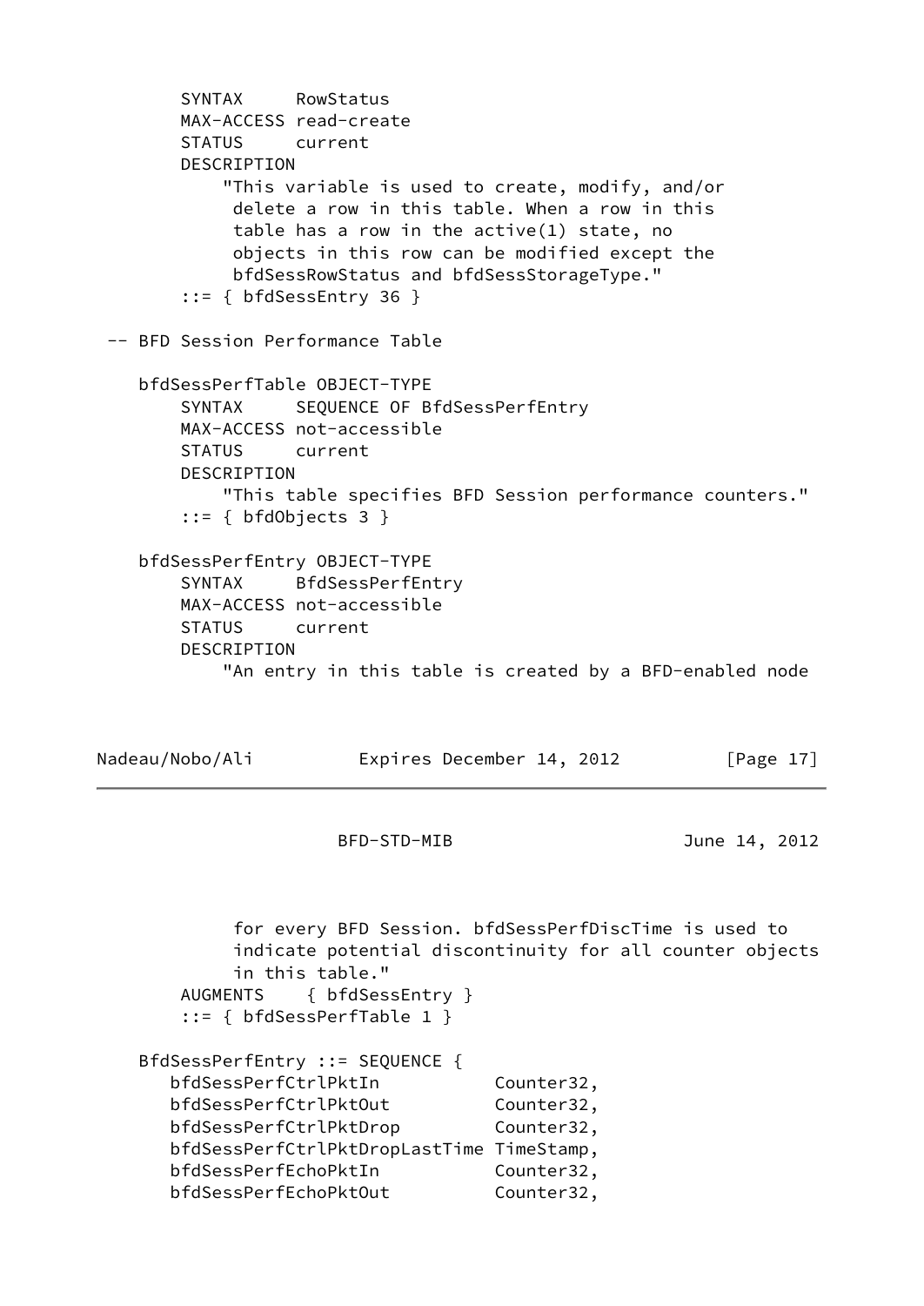```
       SYNTAX     RowStatus
       MAX-ACCESS read-create
       STATUS     current
       DESCRIPTION
           "This variable is used to create, modify, and/or
            delete a row in this table. When a row in this
            table has a row in the active(1) state, no
            objects in this row can be modified except the
            bfdSessRowStatus and bfdSessStorageType."
       ::= { bfdSessEntry 36 }

 -- BFD Session Performance Table

    bfdSessPerfTable OBJECT-TYPE
        SYNTAX     SEQUENCE OF BfdSessPerfEntry
        MAX-ACCESS not-accessible
        STATUS     current
        DESCRIPTION
            "This table specifies BFD Session performance counters."
        ::= { bfdObjects 3 }

    bfdSessPerfEntry OBJECT-TYPE
        SYNTAX     BfdSessPerfEntry
        MAX-ACCESS not-accessible
        STATUS     current
        DESCRIPTION
            "An entry in this table is created by a BFD-enabled node
             for every BFD Session. bfdSessPerfDiscTime is used to
             indicate potential discontinuity for all counter objects
             in this table."
        AUGMENTS    { bfdSessEntry }
        ::= { bfdSessPerfTable 1 }

    BfdSessPerfEntry ::= SEQUENCE {
       bfdSessPerfCtrlPktIn           Counter32,
       bfdSessPerfCtrlPktOut          Counter32,
       bfdSessPerfCtrlPktDrop         Counter32,
       bfdSessPerfCtrlPktDropLastTime TimeStamp,
       bfdSessPerfEchoPktIn           Counter32,
       bfdSessPerfEchoPktOut          Counter32,
```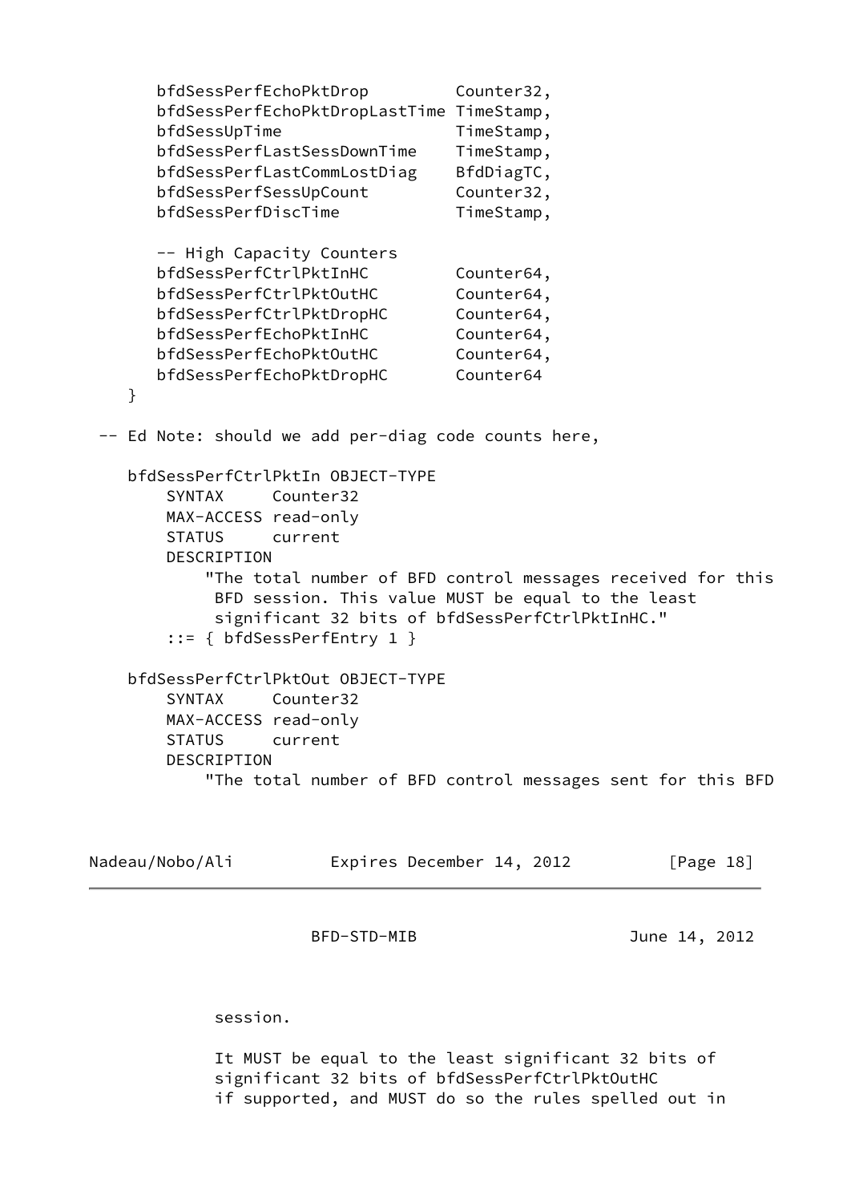```
        bfdSessPerfEchoPktDrop         Counter32,
        bfdSessPerfEchoPktDropLastTime TimeStamp,
        bfdSessUpTime                  TimeStamp,
        bfdSessPerfLastSessDownTime    TimeStamp,
        bfdSessPerfLastCommLostDiag    BfdDiagTC,
        bfdSessPerfSessUpCount         Counter32,
        bfdSessPerfDiscTime            TimeStamp,

        -- High Capacity Counters
        bfdSessPerfCtrlPktInHC         Counter64,
        bfdSessPerfCtrlPktOutHC        Counter64,
        bfdSessPerfCtrlPktDropHC       Counter64,
        bfdSessPerfEchoPktInHC         Counter64,
        bfdSessPerfEchoPktOutHC        Counter64,
        bfdSessPerfEchoPktDropHC       Counter64
     }

  -- Ed Note: should we add per-diag code counts here,

     bfdSessPerfCtrlPktIn OBJECT-TYPE
         SYNTAX     Counter32
         MAX-ACCESS read-only
         STATUS     current
         DESCRIPTION
             "The total number of BFD control messages received for this
              BFD session. This value MUST be equal to the least
              significant 32 bits of bfdSessPerfCtrlPktInHC."
         ::= { bfdSessPerfEntry 1 }

     bfdSessPerfCtrlPktOut OBJECT-TYPE
         SYNTAX     Counter32
         MAX-ACCESS read-only
         STATUS     current
         DESCRIPTION
             "The total number of BFD control messages sent for this BFD
              session.

              It MUST be equal to the least significant 32 bits of
              significant 32 bits of bfdSessPerfCtrlPktOutHC
              if supported, and MUST do so the rules spelled out in
```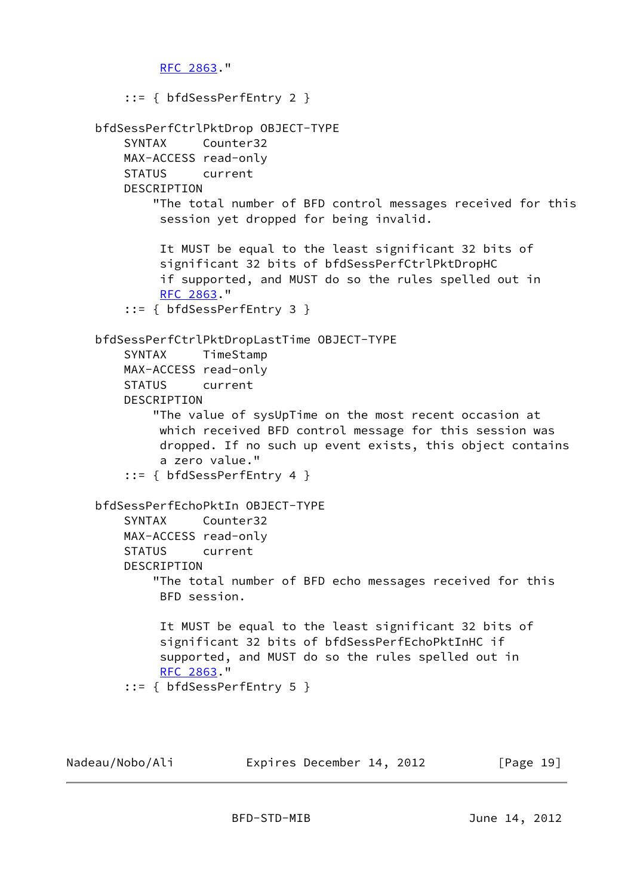```
            RFC 2863."

        ::= { bfdSessPerfEntry 2 }

    bfdSessPerfCtrlPktDrop OBJECT-TYPE
        SYNTAX     Counter32
        MAX-ACCESS read-only
        STATUS     current
        DESCRIPTION
            "The total number of BFD control messages received for this
             session yet dropped for being invalid.

             It MUST be equal to the least significant 32 bits of
             significant 32 bits of bfdSessPerfCtrlPktDropHC
             if supported, and MUST do so the rules spelled out in
             RFC 2863."
        ::= { bfdSessPerfEntry 3 }

    bfdSessPerfCtrlPktDropLastTime OBJECT-TYPE
        SYNTAX     TimeStamp
        MAX-ACCESS read-only
        STATUS     current
        DESCRIPTION
            "The value of sysUpTime on the most recent occasion at
             which received BFD control message for this session was
             dropped. If no such up event exists, this object contains
             a zero value."
        ::= { bfdSessPerfEntry 4 }

    bfdSessPerfEchoPktIn OBJECT-TYPE
        SYNTAX     Counter32
        MAX-ACCESS read-only
        STATUS     current
        DESCRIPTION
            "The total number of BFD echo messages received for this
             BFD session.

             It MUST be equal to the least significant 32 bits of
             significant 32 bits of bfdSessPerfEchoPktInHC if
             supported, and MUST do so the rules spelled out in
             RFC 2863."
        ::= { bfdSessPerfEntry 5 }
```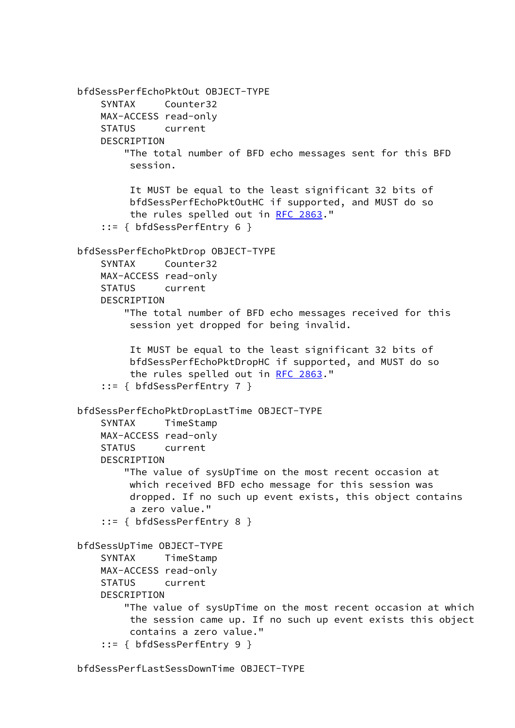```
   bfdSessPerfEchoPktOut OBJECT-TYPE
       SYNTAX     Counter32
       MAX-ACCESS read-only
       STATUS     current
       DESCRIPTION
           "The total number of BFD echo messages sent for this BFD
            session.

            It MUST be equal to the least significant 32 bits of
            bfdSessPerfEchoPktOutHC if supported, and MUST do so
            the rules spelled out in RFC 2863."
       ::= { bfdSessPerfEntry 6 }

   bfdSessPerfEchoPktDrop OBJECT-TYPE
       SYNTAX     Counter32
       MAX-ACCESS read-only
       STATUS     current
       DESCRIPTION
           "The total number of BFD echo messages received for this
            session yet dropped for being invalid.

            It MUST be equal to the least significant 32 bits of
            bfdSessPerfEchoPktDropHC if supported, and MUST do so
            the rules spelled out in RFC 2863."
       ::= { bfdSessPerfEntry 7 }

   bfdSessPerfEchoPktDropLastTime OBJECT-TYPE
       SYNTAX     TimeStamp
       MAX-ACCESS read-only
       STATUS     current
       DESCRIPTION
           "The value of sysUpTime on the most recent occasion at
            which received BFD echo message for this session was
            dropped. If no such up event exists, this object contains
            a zero value."
       ::= { bfdSessPerfEntry 8 }

   bfdSessUpTime OBJECT-TYPE
       SYNTAX     TimeStamp
       MAX-ACCESS read-only
       STATUS     current
       DESCRIPTION
           "The value of sysUpTime on the most recent occasion at which
            the session came up. If no such up event exists this object
            contains a zero value."
       ::= { bfdSessPerfEntry 9 }

   bfdSessPerfLastSessDownTime OBJECT-TYPE
```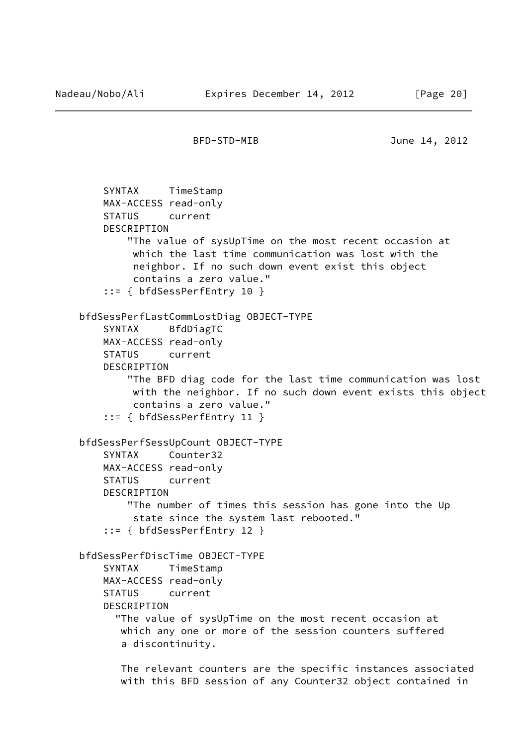```
       SYNTAX     TimeStamp
       MAX-ACCESS read-only
       STATUS     current
       DESCRIPTION
           "The value of sysUpTime on the most recent occasion at
            which the last time communication was lost with the
            neighbor. If no such down event exist this object
            contains a zero value."
       ::= { bfdSessPerfEntry 10 }

   bfdSessPerfLastCommLostDiag OBJECT-TYPE
       SYNTAX     BfdDiagTC
       MAX-ACCESS read-only
       STATUS     current
       DESCRIPTION
           "The BFD diag code for the last time communication was lost
            with the neighbor. If no such down event exists this object
            contains a zero value."
       ::= { bfdSessPerfEntry 11 }

   bfdSessPerfSessUpCount OBJECT-TYPE
       SYNTAX     Counter32
       MAX-ACCESS read-only
       STATUS     current
       DESCRIPTION
           "The number of times this session has gone into the Up
            state since the system last rebooted."
       ::= { bfdSessPerfEntry 12 }

   bfdSessPerfDiscTime OBJECT-TYPE
       SYNTAX     TimeStamp
       MAX-ACCESS read-only
       STATUS     current
       DESCRIPTION
         "The value of sysUpTime on the most recent occasion at
          which any one or more of the session counters suffered
          a discontinuity.

          The relevant counters are the specific instances associated
          with this BFD session of any Counter32 object contained in
```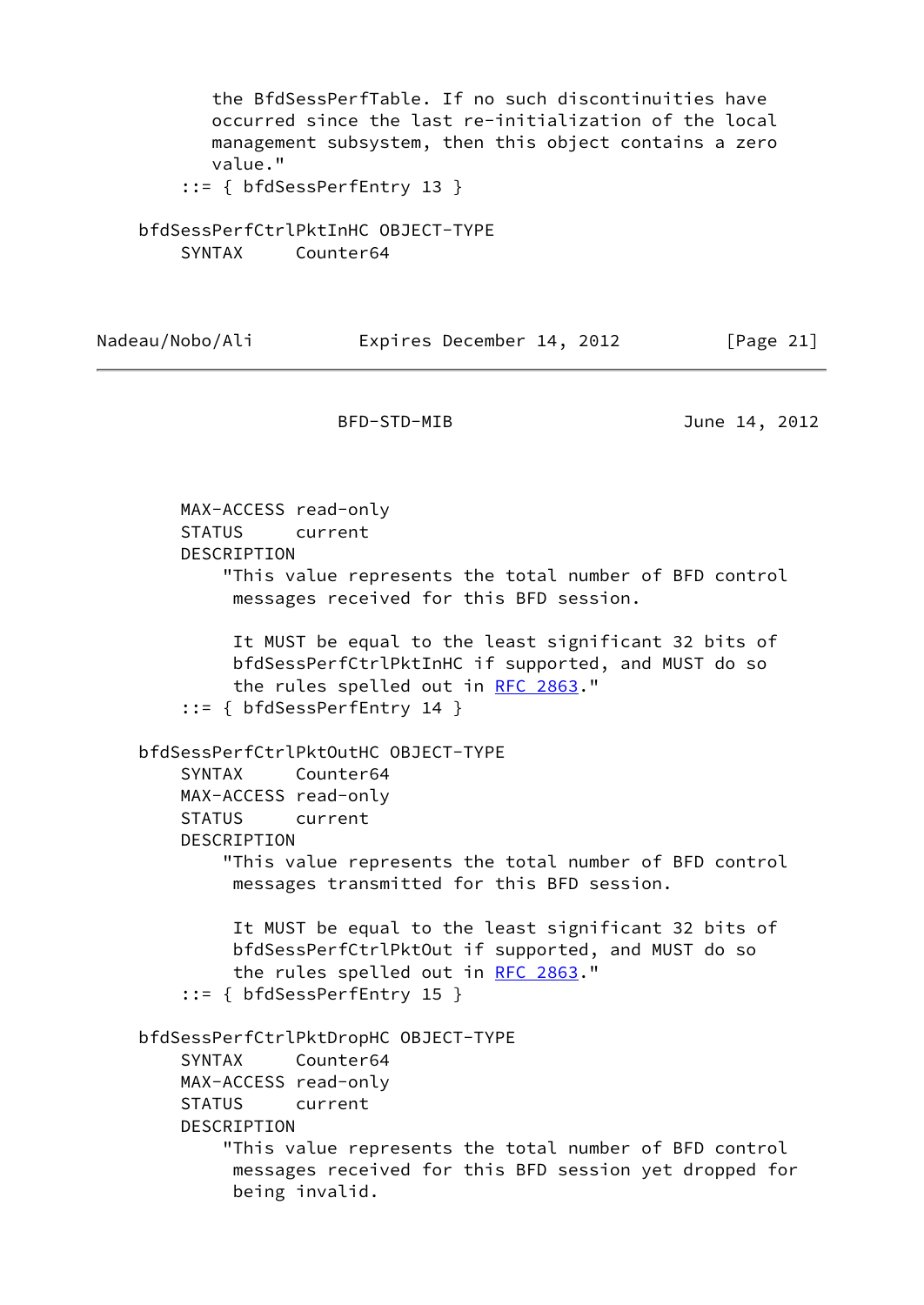```
          the BfdSessPerfTable. If no such discontinuities have
          occurred since the last re-initialization of the local
          management subsystem, then this object contains a zero
          value."
      ::= { bfdSessPerfEntry 13 }

    bfdSessPerfCtrlPktInHC OBJECT-TYPE
        SYNTAX     Counter64
        MAX-ACCESS read-only
        STATUS     current
        DESCRIPTION
            "This value represents the total number of BFD control
             messages received for this BFD session.

             It MUST be equal to the least significant 32 bits of
             bfdSessPerfCtrlPktInHC if supported, and MUST do so
             the rules spelled out in RFC 2863."
        ::= { bfdSessPerfEntry 14 }

    bfdSessPerfCtrlPktOutHC OBJECT-TYPE
        SYNTAX     Counter64
        MAX-ACCESS read-only
        STATUS     current
        DESCRIPTION
            "This value represents the total number of BFD control
             messages transmitted for this BFD session.

             It MUST be equal to the least significant 32 bits of
             bfdSessPerfCtrlPktOut if supported, and MUST do so
             the rules spelled out in RFC 2863."
        ::= { bfdSessPerfEntry 15 }

    bfdSessPerfCtrlPktDropHC OBJECT-TYPE
        SYNTAX     Counter64
        MAX-ACCESS read-only
        STATUS     current
        DESCRIPTION
            "This value represents the total number of BFD control
             messages received for this BFD session yet dropped for
             being invalid.
```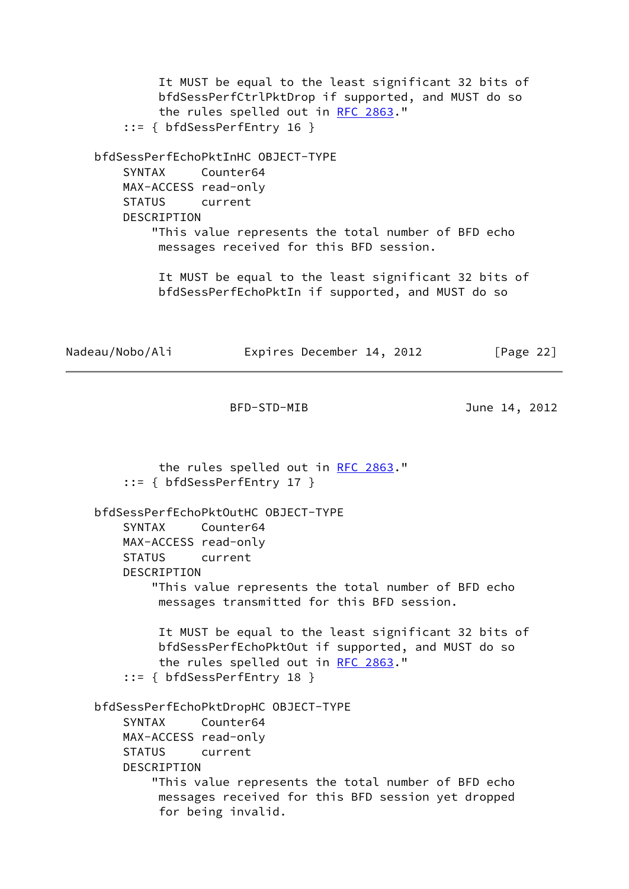```
            It MUST be equal to the least significant 32 bits of
            bfdSessPerfCtrlPktDrop if supported, and MUST do so
            the rules spelled out in RFC 2863."
        ::= { bfdSessPerfEntry 16 }

    bfdSessPerfEchoPktInHC OBJECT-TYPE
        SYNTAX     Counter64
        MAX-ACCESS read-only
        STATUS     current
        DESCRIPTION
           "This value represents the total number of BFD echo
            messages received for this BFD session.

            It MUST be equal to the least significant 32 bits of
            bfdSessPerfEchoPktIn if supported, and MUST do so
            the rules spelled out in RFC 2863."
        ::= { bfdSessPerfEntry 17 }

    bfdSessPerfEchoPktOutHC OBJECT-TYPE
        SYNTAX     Counter64
        MAX-ACCESS read-only
        STATUS     current
        DESCRIPTION
           "This value represents the total number of BFD echo
            messages transmitted for this BFD session.

            It MUST be equal to the least significant 32 bits of
            bfdSessPerfEchoPktOut if supported, and MUST do so
            the rules spelled out in RFC 2863."
        ::= { bfdSessPerfEntry 18 }

    bfdSessPerfEchoPktDropHC OBJECT-TYPE
        SYNTAX     Counter64
        MAX-ACCESS read-only
        STATUS     current
        DESCRIPTION
           "This value represents the total number of BFD echo
            messages received for this BFD session yet dropped
            for being invalid.
```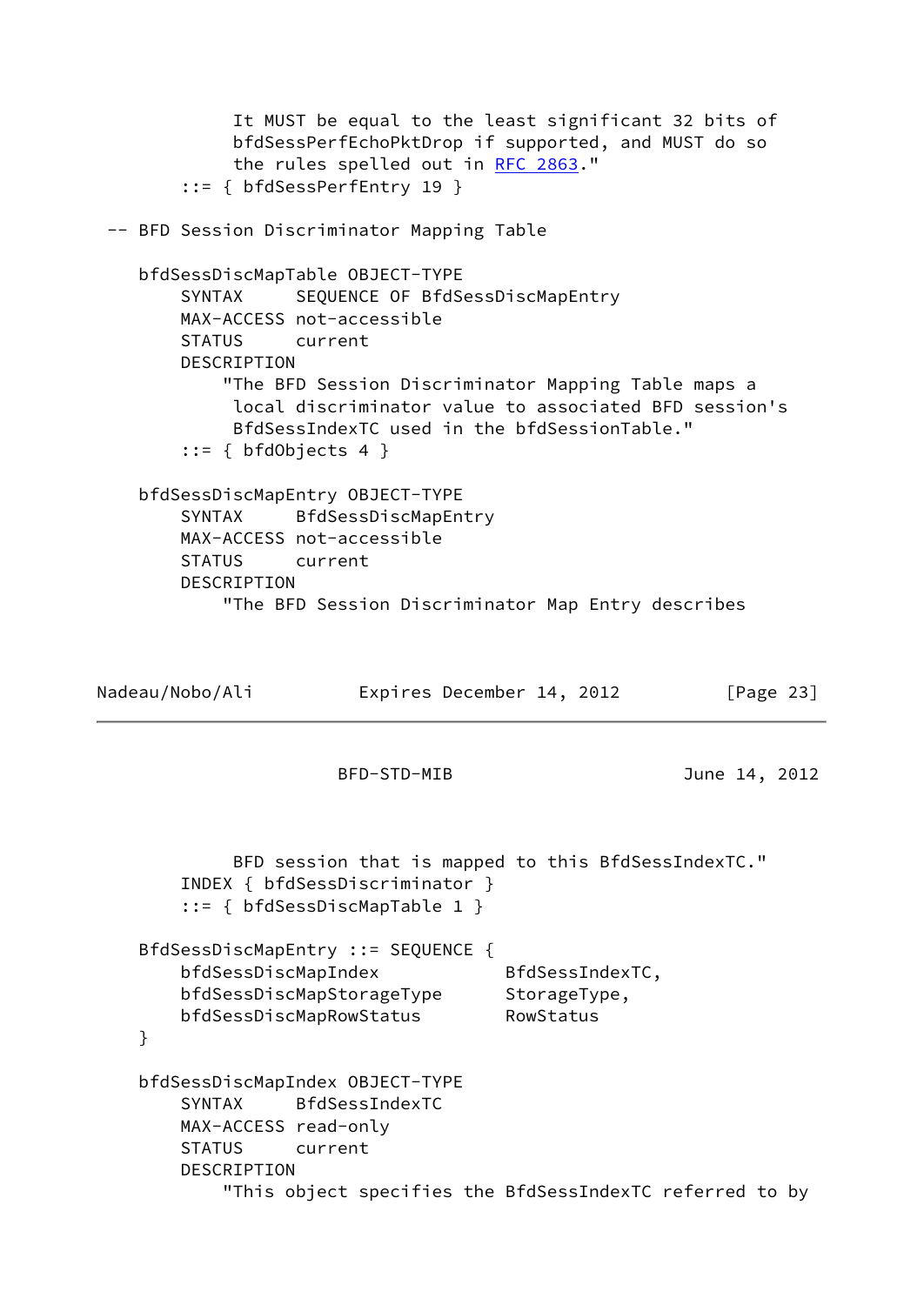```
             It MUST be equal to the least significant 32 bits of
             bfdSessPerfEchoPktDrop if supported, and MUST do so
             the rules spelled out in RFC 2863."
        ::= { bfdSessPerfEntry 19 }

 -- BFD Session Discriminator Mapping Table

    bfdSessDiscMapTable OBJECT-TYPE
        SYNTAX     SEQUENCE OF BfdSessDiscMapEntry
        MAX-ACCESS not-accessible
        STATUS     current
        DESCRIPTION
            "The BFD Session Discriminator Mapping Table maps a
             local discriminator value to associated BFD session's
             BfdSessIndexTC used in the bfdSessionTable."
        ::= { bfdObjects 4 }

    bfdSessDiscMapEntry OBJECT-TYPE
        SYNTAX     BfdSessDiscMapEntry
        MAX-ACCESS not-accessible
        STATUS     current
        DESCRIPTION
            "The BFD Session Discriminator Map Entry describes
             BFD session that is mapped to this BfdSessIndexTC."
        INDEX { bfdSessDiscriminator }
        ::= { bfdSessDiscMapTable 1 }

    BfdSessDiscMapEntry ::= SEQUENCE {
        bfdSessDiscMapIndex            BfdSessIndexTC,
        bfdSessDiscMapStorageType      StorageType,
        bfdSessDiscMapRowStatus        RowStatus
    }

    bfdSessDiscMapIndex OBJECT-TYPE
        SYNTAX     BfdSessIndexTC
        MAX-ACCESS read-only
        STATUS     current
        DESCRIPTION
            "This object specifies the BfdSessIndexTC referred to by
```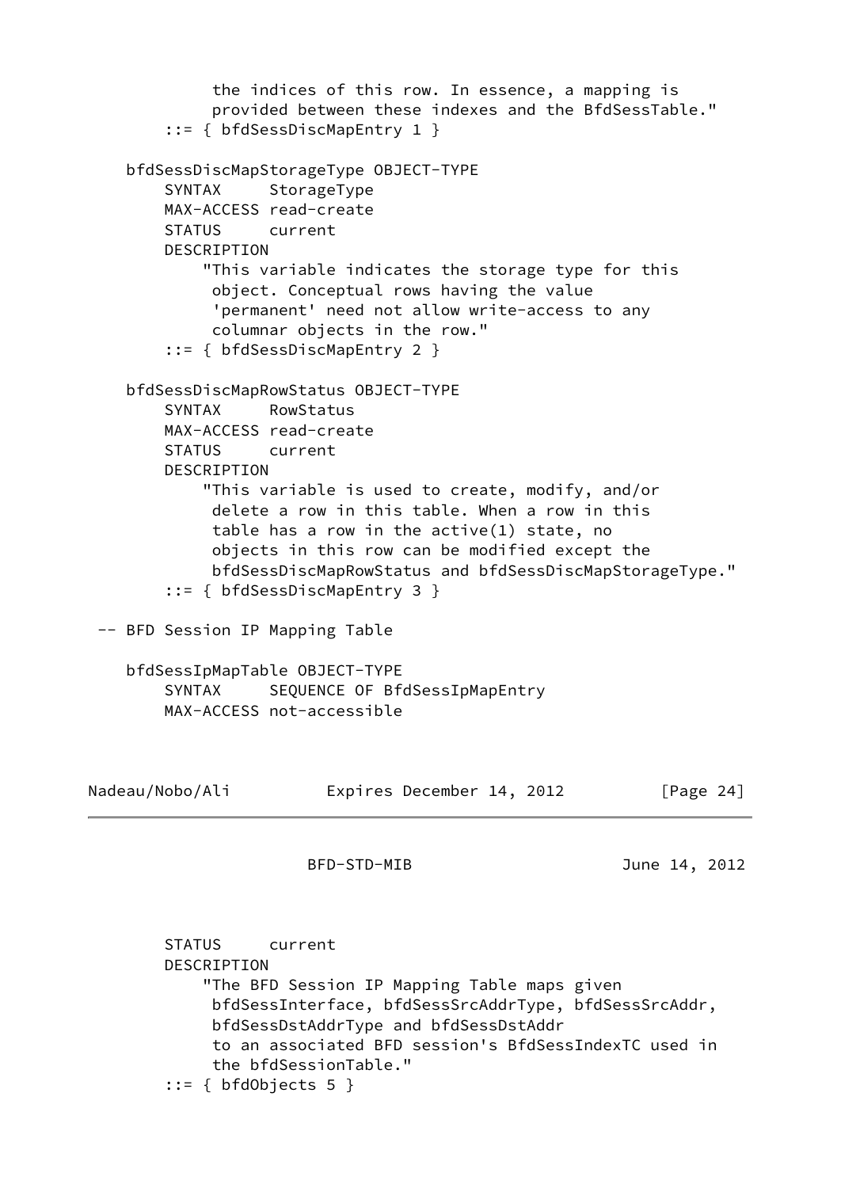```
             the indices of this row. In essence, a mapping is
             provided between these indexes and the BfdSessTable."
        ::= { bfdSessDiscMapEntry 1 }

    bfdSessDiscMapStorageType OBJECT-TYPE
        SYNTAX     StorageType
        MAX-ACCESS read-create
        STATUS     current
        DESCRIPTION
            "This variable indicates the storage type for this
             object. Conceptual rows having the value
             'permanent' need not allow write-access to any
             columnar objects in the row."
        ::= { bfdSessDiscMapEntry 2 }

    bfdSessDiscMapRowStatus OBJECT-TYPE
        SYNTAX     RowStatus
        MAX-ACCESS read-create
        STATUS     current
        DESCRIPTION
            "This variable is used to create, modify, and/or
             delete a row in this table. When a row in this
             table has a row in the active(1) state, no
             objects in this row can be modified except the
             bfdSessDiscMapRowStatus and bfdSessDiscMapStorageType."
        ::= { bfdSessDiscMapEntry 3 }

 -- BFD Session IP Mapping Table

    bfdSessIpMapTable OBJECT-TYPE
        SYNTAX     SEQUENCE OF BfdSessIpMapEntry
        MAX-ACCESS not-accessible
        STATUS     current
        DESCRIPTION
            "The BFD Session IP Mapping Table maps given
             bfdSessInterface, bfdSessSrcAddrType, bfdSessSrcAddr,
             bfdSessDstAddrType and bfdSessDstAddr
             to an associated BFD session's BfdSessIndexTC used in
             the bfdSessionTable."
        ::= { bfdObjects 5 }
```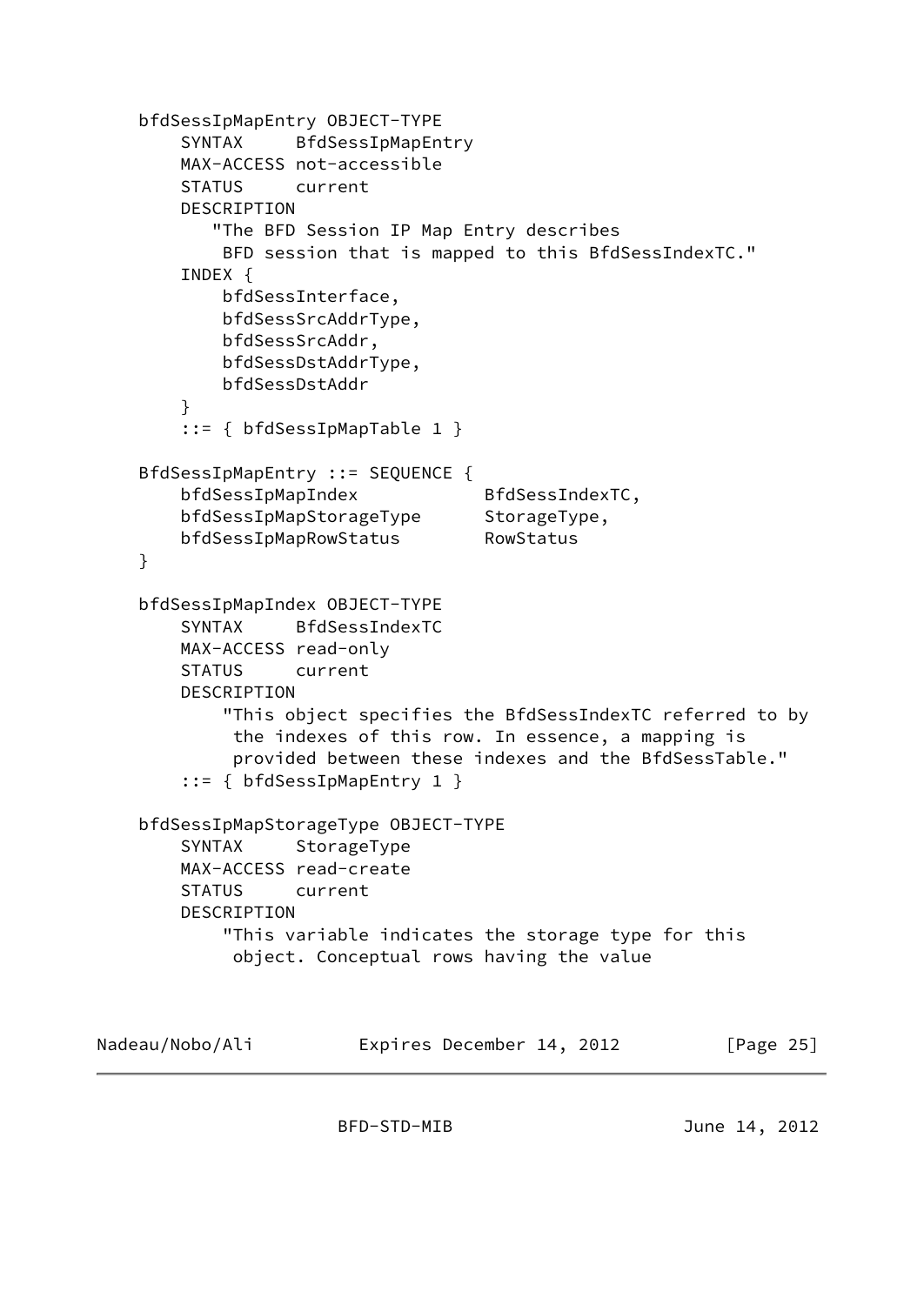```
   bfdSessIpMapEntry OBJECT-TYPE
       SYNTAX     BfdSessIpMapEntry
       MAX-ACCESS not-accessible
       STATUS     current
       DESCRIPTION
          "The BFD Session IP Map Entry describes
           BFD session that is mapped to this BfdSessIndexTC."
       INDEX {
           bfdSessInterface,
           bfdSessSrcAddrType,
           bfdSessSrcAddr,
           bfdSessDstAddrType,
           bfdSessDstAddr
       }
       ::= { bfdSessIpMapTable 1 }

   BfdSessIpMapEntry ::= SEQUENCE {
       bfdSessIpMapIndex            BfdSessIndexTC,
       bfdSessIpMapStorageType      StorageType,
       bfdSessIpMapRowStatus        RowStatus
   }

   bfdSessIpMapIndex OBJECT-TYPE
       SYNTAX     BfdSessIndexTC
       MAX-ACCESS read-only
       STATUS     current
       DESCRIPTION
           "This object specifies the BfdSessIndexTC referred to by
            the indexes of this row. In essence, a mapping is
            provided between these indexes and the BfdSessTable."
       ::= { bfdSessIpMapEntry 1 }

   bfdSessIpMapStorageType OBJECT-TYPE
       SYNTAX     StorageType
       MAX-ACCESS read-create
       STATUS     current
       DESCRIPTION
           "This variable indicates the storage type for this
            object. Conceptual rows having the value
```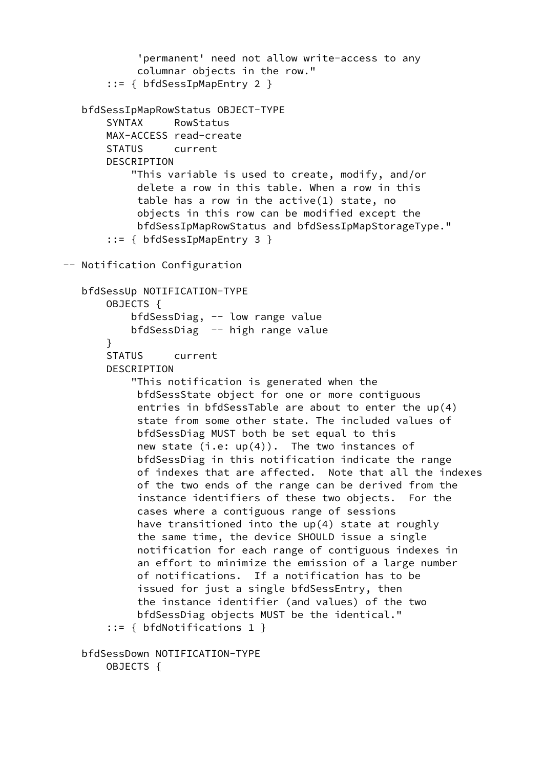```
             'permanent' need not allow write-access to any
             columnar objects in the row."
        ::= { bfdSessIpMapEntry 2 }

    bfdSessIpMapRowStatus OBJECT-TYPE
        SYNTAX     RowStatus
        MAX-ACCESS read-create
        STATUS     current
        DESCRIPTION
            "This variable is used to create, modify, and/or
             delete a row in this table. When a row in this
             table has a row in the active(1) state, no
             objects in this row can be modified except the
             bfdSessIpMapRowStatus and bfdSessIpMapStorageType."
        ::= { bfdSessIpMapEntry 3 }

 -- Notification Configuration

    bfdSessUp NOTIFICATION-TYPE
        OBJECTS {
            bfdSessDiag, -- low range value
            bfdSessDiag  -- high range value
        }
        STATUS     current
        DESCRIPTION
            "This notification is generated when the
             bfdSessState object for one or more contiguous
             entries in bfdSessTable are about to enter the up(4)
             state from some other state. The included values of
             bfdSessDiag MUST both be set equal to this
             new state (i.e: up(4)).  The two instances of
             bfdSessDiag in this notification indicate the range
             of indexes that are affected.  Note that all the indexes
             of the two ends of the range can be derived from the
             instance identifiers of these two objects.  For the
             cases where a contiguous range of sessions
             have transitioned into the up(4) state at roughly
             the same time, the device SHOULD issue a single
             notification for each range of contiguous indexes in
             an effort to minimize the emission of a large number
             of notifications.  If a notification has to be
             issued for just a single bfdSessEntry, then
             the instance identifier (and values) of the two
             bfdSessDiag objects MUST be the identical."
        ::= { bfdNotifications 1 }

    bfdSessDown NOTIFICATION-TYPE
        OBJECTS {
```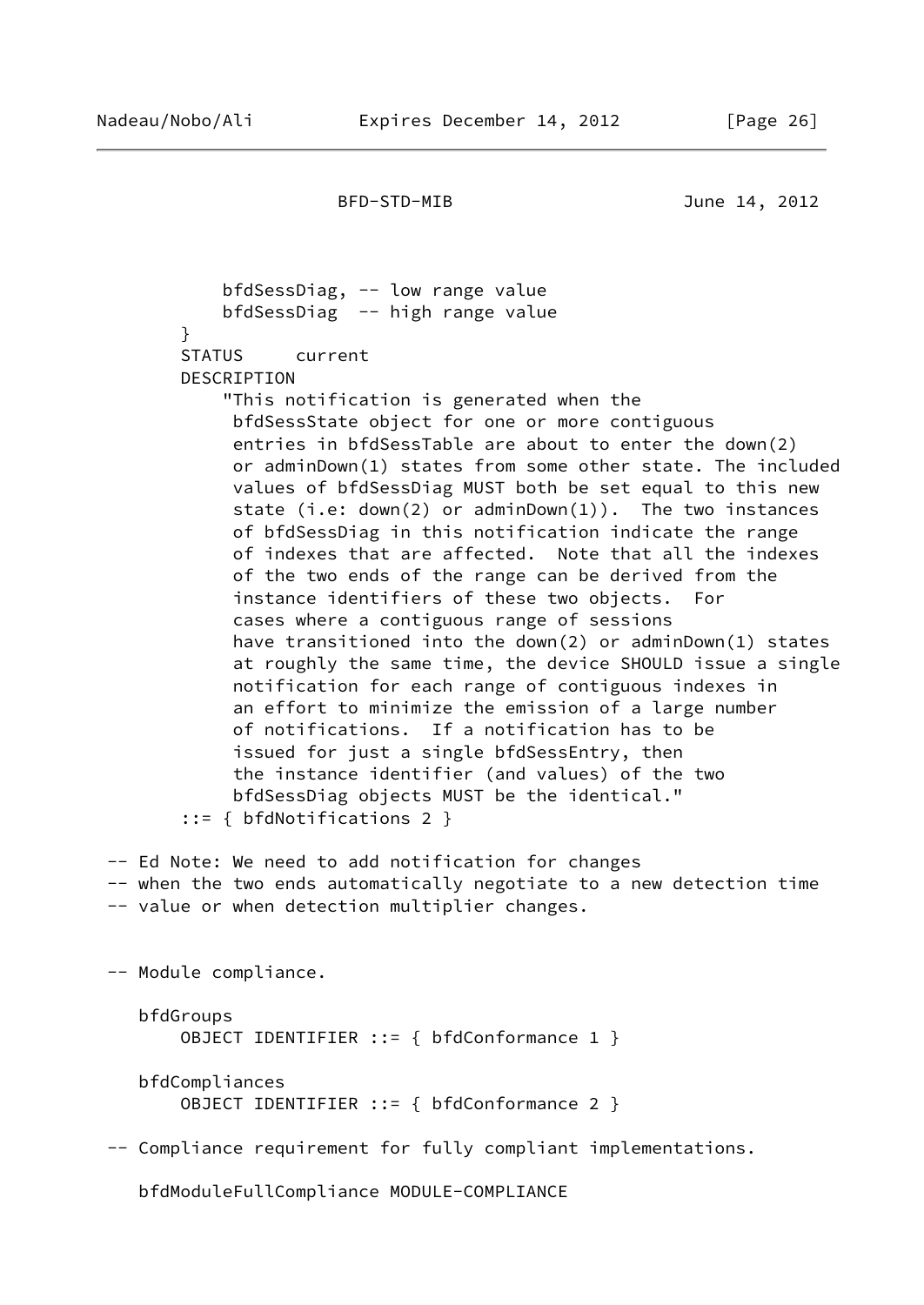```
            bfdSessDiag, -- low range value
            bfdSessDiag  -- high range value
        }
        STATUS     current
        DESCRIPTION
            "This notification is generated when the
             bfdSessState object for one or more contiguous
             entries in bfdSessTable are about to enter the down(2)
             or adminDown(1) states from some other state. The included
             values of bfdSessDiag MUST both be set equal to this new
             state (i.e: down(2) or adminDown(1)).  The two instances
             of bfdSessDiag in this notification indicate the range
             of indexes that are affected.  Note that all the indexes
             of the two ends of the range can be derived from the
             instance identifiers of these two objects.  For
             cases where a contiguous range of sessions
             have transitioned into the down(2) or adminDown(1) states
             at roughly the same time, the device SHOULD issue a single
             notification for each range of contiguous indexes in
             an effort to minimize the emission of a large number
             of notifications.  If a notification has to be
             issued for just a single bfdSessEntry, then
             the instance identifier (and values) of the two
             bfdSessDiag objects MUST be the identical."
        ::= { bfdNotifications 2 }

-- Ed Note: We need to add notification for changes
-- when the two ends automatically negotiate to a new detection time
-- value or when detection multiplier changes.


-- Module compliance.

   bfdGroups
        OBJECT IDENTIFIER ::= { bfdConformance 1 }

   bfdCompliances
        OBJECT IDENTIFIER ::= { bfdConformance 2 }

-- Compliance requirement for fully compliant implementations.

   bfdModuleFullCompliance MODULE-COMPLIANCE
```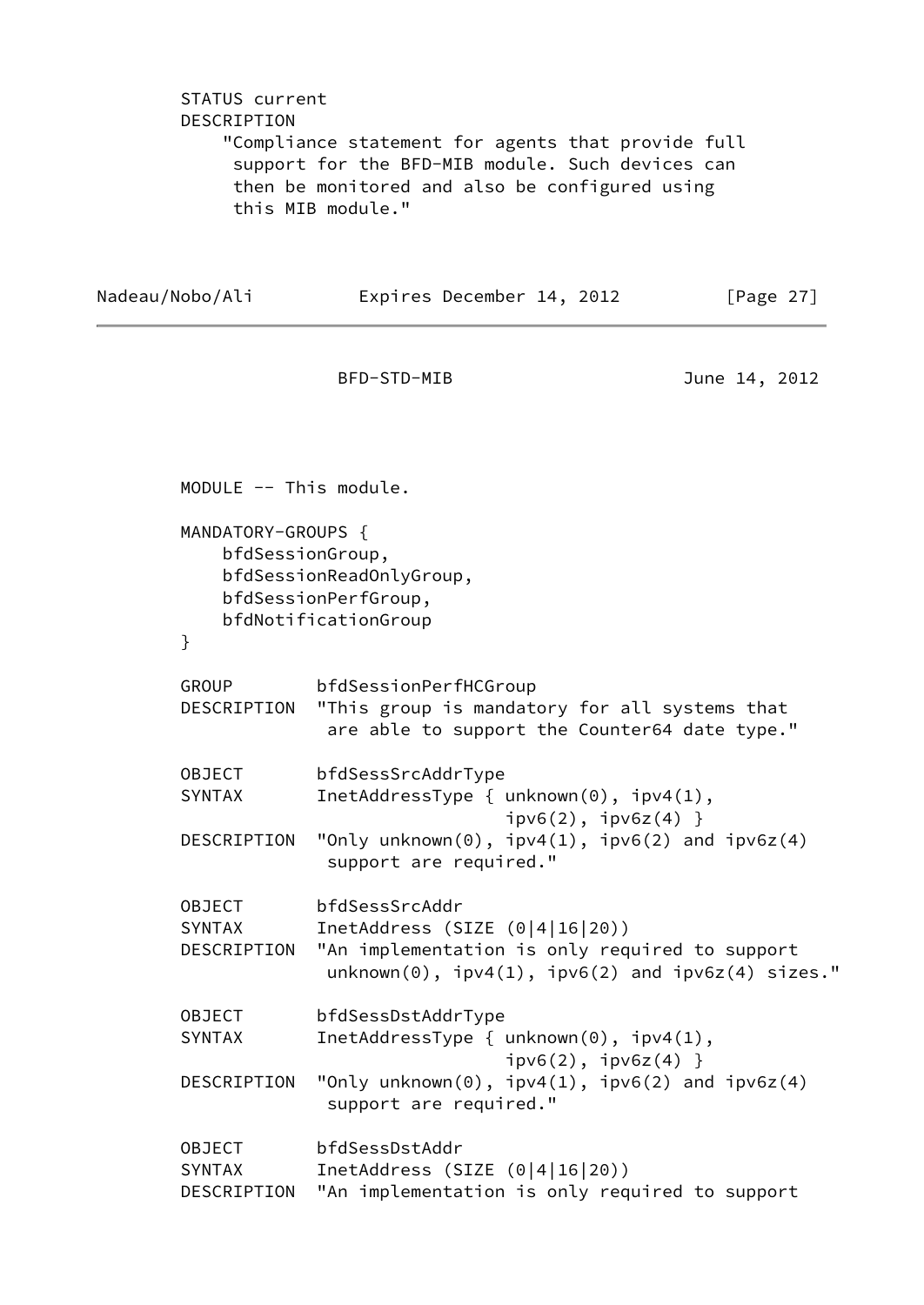```
        STATUS current
        DESCRIPTION
            "Compliance statement for agents that provide full
             support for the BFD-MIB module. Such devices can
             then be monitored and also be configured using
             this MIB module."
```

```
        MODULE -- This module.

        MANDATORY-GROUPS {
            bfdSessionGroup,
            bfdSessionReadOnlyGroup,
            bfdSessionPerfGroup,
            bfdNotificationGroup
        }

        GROUP        bfdSessionPerfHCGroup
        DESCRIPTION  "This group is mandatory for all systems that
                      are able to support the Counter64 date type."

        OBJECT       bfdSessSrcAddrType
        SYNTAX       InetAddressType { unknown(0), ipv4(1),
                                       ipv6(2), ipv6z(4) }
        DESCRIPTION  "Only unknown(0), ipv4(1), ipv6(2) and ipv6z(4)
                      support are required."

        OBJECT       bfdSessSrcAddr
        SYNTAX       InetAddress (SIZE (0|4|16|20))
        DESCRIPTION  "An implementation is only required to support
                      unknown(0), ipv4(1), ipv6(2) and ipv6z(4) sizes."

        OBJECT       bfdSessDstAddrType
        SYNTAX       InetAddressType { unknown(0), ipv4(1),
                                       ipv6(2), ipv6z(4) }
        DESCRIPTION  "Only unknown(0), ipv4(1), ipv6(2) and ipv6z(4)
                      support are required."

        OBJECT       bfdSessDstAddr
        SYNTAX       InetAddress (SIZE (0|4|16|20))
        DESCRIPTION  "An implementation is only required to support
```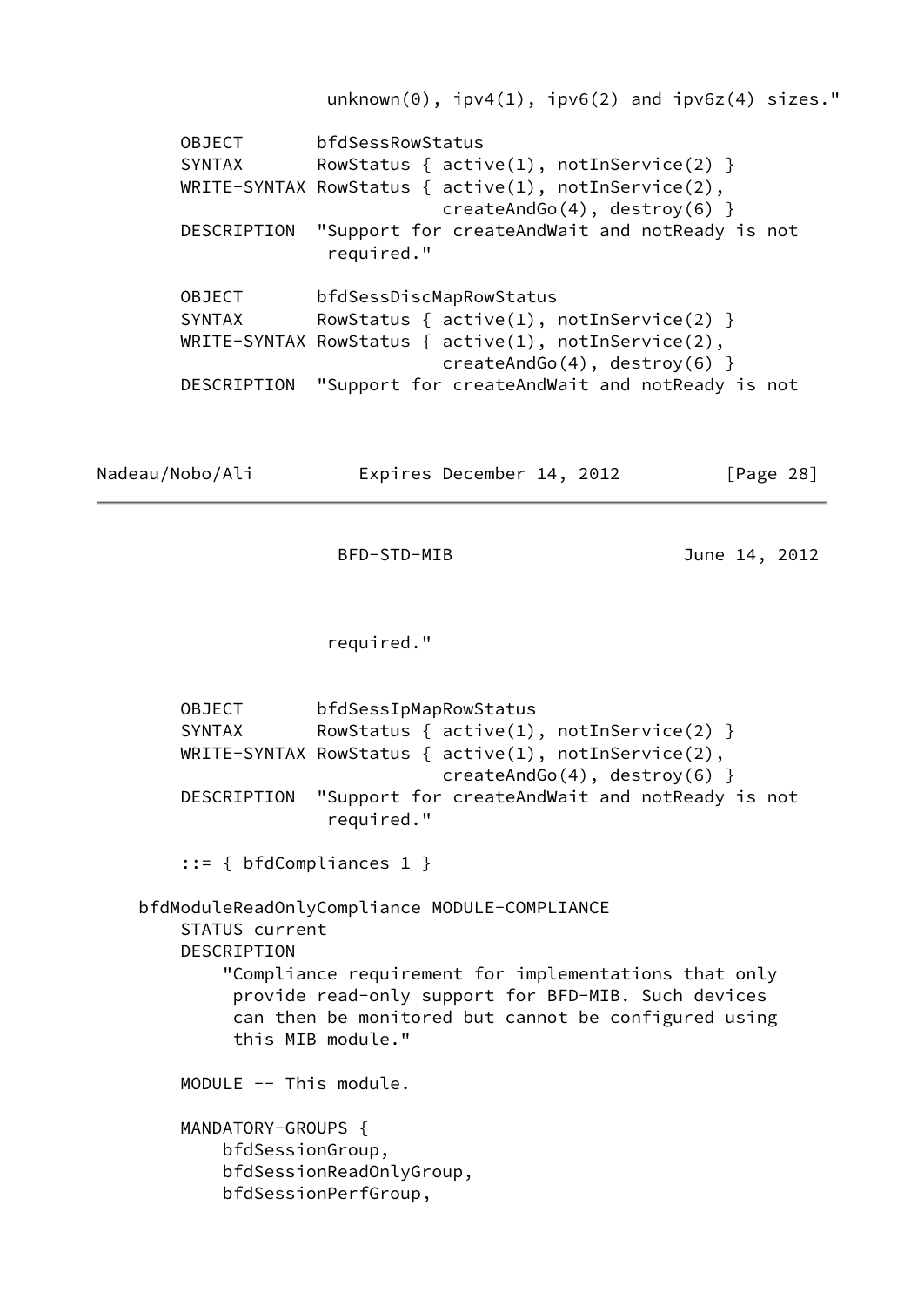```
                 unknown(0), ipv4(1), ipv6(2) and ipv6z(4) sizes."

       OBJECT       bfdSessRowStatus
       SYNTAX       RowStatus { active(1), notInService(2) }
       WRITE-SYNTAX RowStatus { active(1), notInService(2),
                                createAndGo(4), destroy(6) }
       DESCRIPTION  "Support for createAndWait and notReady is not
                     required."

       OBJECT       bfdSessDiscMapRowStatus
       SYNTAX       RowStatus { active(1), notInService(2) }
       WRITE-SYNTAX RowStatus { active(1), notInService(2),
                                createAndGo(4), destroy(6) }
       DESCRIPTION  "Support for createAndWait and notReady is not
                     required."

       OBJECT       bfdSessIpMapRowStatus
       SYNTAX       RowStatus { active(1), notInService(2) }
       WRITE-SYNTAX RowStatus { active(1), notInService(2),
                                createAndGo(4), destroy(6) }
       DESCRIPTION  "Support for createAndWait and notReady is not
                     required."

       ::= { bfdCompliances 1 }

   bfdModuleReadOnlyCompliance MODULE-COMPLIANCE
       STATUS current
       DESCRIPTION
           "Compliance requirement for implementations that only
            provide read-only support for BFD-MIB. Such devices
            can then be monitored but cannot be configured using
            this MIB module."

       MODULE -- This module.

       MANDATORY-GROUPS {
           bfdSessionGroup,
           bfdSessionReadOnlyGroup,
           bfdSessionPerfGroup,
```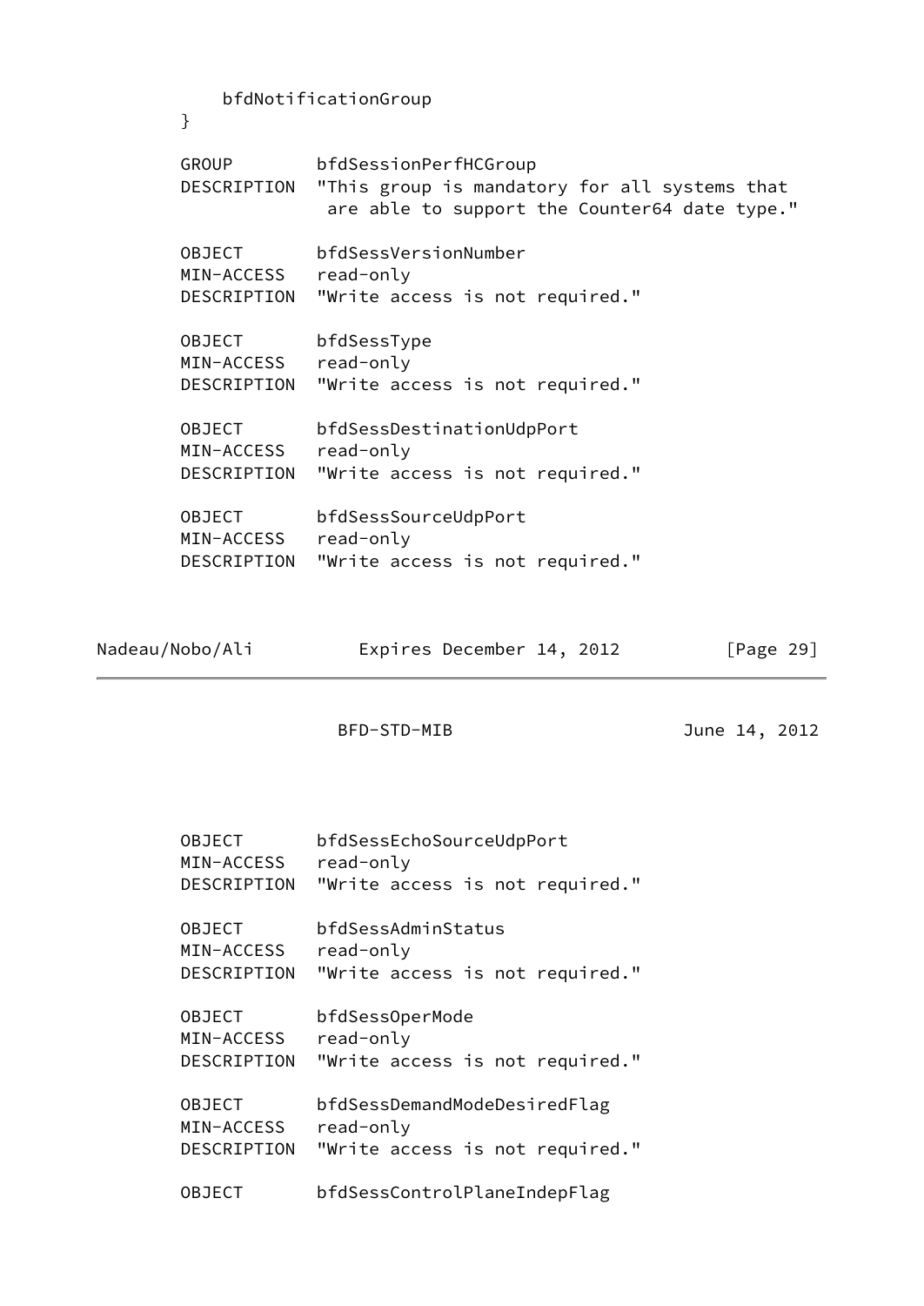```
            bfdNotificationGroup
        }

        GROUP        bfdSessionPerfHCGroup
        DESCRIPTION  "This group is mandatory for all systems that
                      are able to support the Counter64 date type."

        OBJECT       bfdSessVersionNumber
        MIN-ACCESS   read-only
        DESCRIPTION  "Write access is not required."

        OBJECT       bfdSessType
        MIN-ACCESS   read-only
        DESCRIPTION  "Write access is not required."

        OBJECT       bfdSessDestinationUdpPort
        MIN-ACCESS   read-only
        DESCRIPTION  "Write access is not required."

        OBJECT       bfdSessSourceUdpPort
        MIN-ACCESS   read-only
        DESCRIPTION  "Write access is not required."

        OBJECT       bfdSessEchoSourceUdpPort
        MIN-ACCESS   read-only
        DESCRIPTION  "Write access is not required."

        OBJECT       bfdSessAdminStatus
        MIN-ACCESS   read-only
        DESCRIPTION  "Write access is not required."

        OBJECT       bfdSessOperMode
        MIN-ACCESS   read-only
        DESCRIPTION  "Write access is not required."

        OBJECT       bfdSessDemandModeDesiredFlag
        MIN-ACCESS   read-only
        DESCRIPTION  "Write access is not required."

        OBJECT       bfdSessControlPlaneIndepFlag
```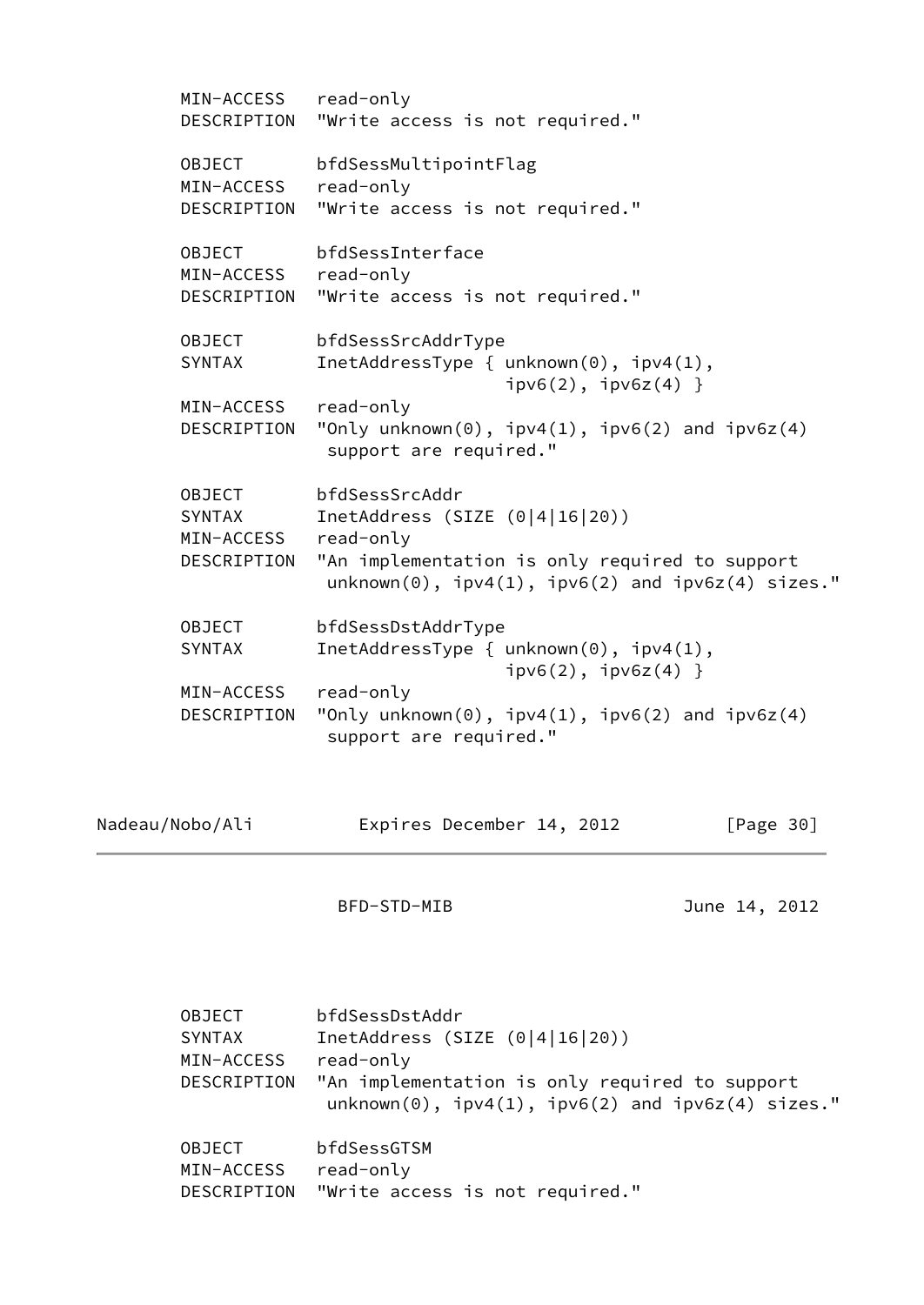```
        MIN-ACCESS   read-only
        DESCRIPTION  "Write access is not required."

        OBJECT       bfdSessMultipointFlag
        MIN-ACCESS   read-only
        DESCRIPTION  "Write access is not required."

        OBJECT       bfdSessInterface
        MIN-ACCESS   read-only
        DESCRIPTION  "Write access is not required."

        OBJECT       bfdSessSrcAddrType
        SYNTAX       InetAddressType { unknown(0), ipv4(1),
                                  ipv6(2), ipv6z(4) }
        MIN-ACCESS   read-only
        DESCRIPTION  "Only unknown(0), ipv4(1), ipv6(2) and ipv6z(4)
                      support are required."

        OBJECT       bfdSessSrcAddr
        SYNTAX       InetAddress (SIZE (0|4|16|20))
        MIN-ACCESS   read-only
        DESCRIPTION  "An implementation is only required to support
                      unknown(0), ipv4(1), ipv6(2) and ipv6z(4) sizes."

        OBJECT       bfdSessDstAddrType
        SYNTAX       InetAddressType { unknown(0), ipv4(1),
                                  ipv6(2), ipv6z(4) }
        MIN-ACCESS   read-only
        DESCRIPTION  "Only unknown(0), ipv4(1), ipv6(2) and ipv6z(4)
                      support are required."

        OBJECT       bfdSessDstAddr
        SYNTAX       InetAddress (SIZE (0|4|16|20))
        MIN-ACCESS   read-only
        DESCRIPTION  "An implementation is only required to support
                      unknown(0), ipv4(1), ipv6(2) and ipv6z(4) sizes."

        OBJECT       bfdSessGTSM
        MIN-ACCESS   read-only
        DESCRIPTION  "Write access is not required."
```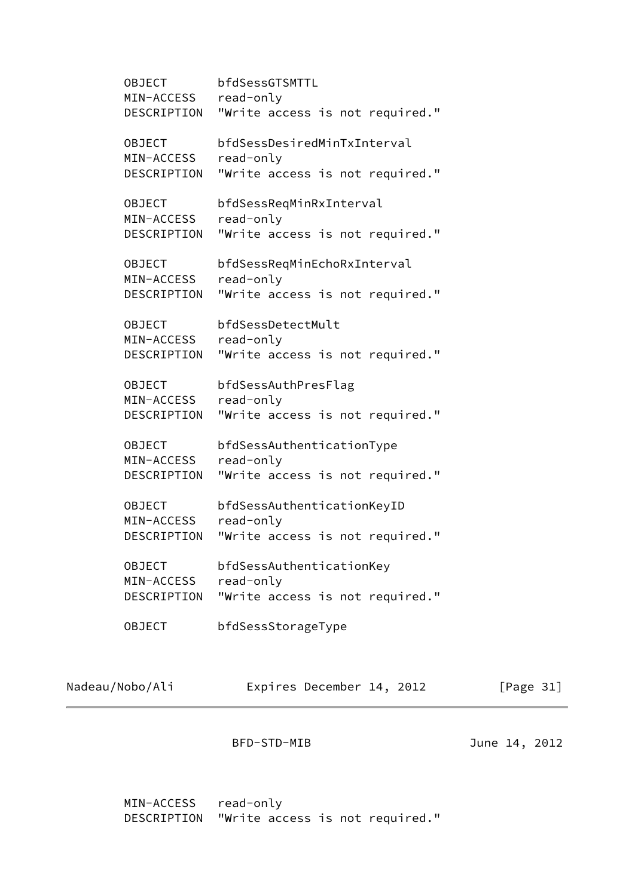```
       OBJECT       bfdSessGTSMTTL
       MIN-ACCESS   read-only
       DESCRIPTION  "Write access is not required."

       OBJECT       bfdSessDesiredMinTxInterval
       MIN-ACCESS   read-only
       DESCRIPTION  "Write access is not required."

       OBJECT       bfdSessReqMinRxInterval
       MIN-ACCESS   read-only
       DESCRIPTION  "Write access is not required."

       OBJECT       bfdSessReqMinEchoRxInterval
       MIN-ACCESS   read-only
       DESCRIPTION  "Write access is not required."

       OBJECT       bfdSessDetectMult
       MIN-ACCESS   read-only
       DESCRIPTION  "Write access is not required."

       OBJECT       bfdSessAuthPresFlag
       MIN-ACCESS   read-only
       DESCRIPTION  "Write access is not required."

       OBJECT       bfdSessAuthenticationType
       MIN-ACCESS   read-only
       DESCRIPTION  "Write access is not required."

       OBJECT       bfdSessAuthenticationKeyID
       MIN-ACCESS   read-only
       DESCRIPTION  "Write access is not required."

       OBJECT       bfdSessAuthenticationKey
       MIN-ACCESS   read-only
       DESCRIPTION  "Write access is not required."

       OBJECT       bfdSessStorageType
       MIN-ACCESS   read-only
       DESCRIPTION  "Write access is not required."
```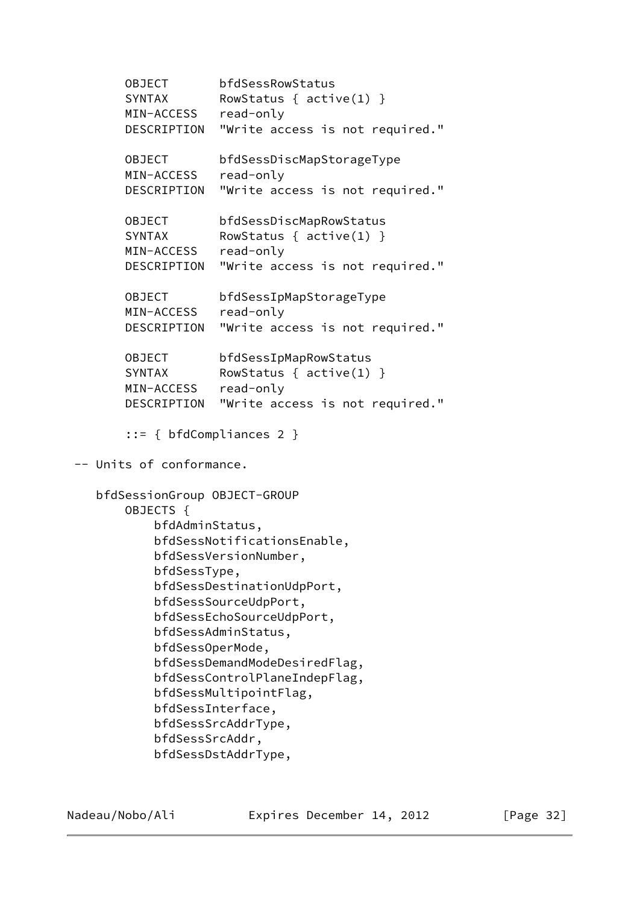```
       OBJECT       bfdSessRowStatus
       SYNTAX       RowStatus { active(1) }
       MIN-ACCESS   read-only
       DESCRIPTION  "Write access is not required."

       OBJECT       bfdSessDiscMapStorageType
       MIN-ACCESS   read-only
       DESCRIPTION  "Write access is not required."

       OBJECT       bfdSessDiscMapRowStatus
       SYNTAX       RowStatus { active(1) }
       MIN-ACCESS   read-only
       DESCRIPTION  "Write access is not required."

       OBJECT       bfdSessIpMapStorageType
       MIN-ACCESS   read-only
       DESCRIPTION  "Write access is not required."

       OBJECT       bfdSessIpMapRowStatus
       SYNTAX       RowStatus { active(1) }
       MIN-ACCESS   read-only
       DESCRIPTION  "Write access is not required."

       ::= { bfdCompliances 2 }

 -- Units of conformance.

    bfdSessionGroup OBJECT-GROUP
        OBJECTS {
            bfdAdminStatus,
            bfdSessNotificationsEnable,
            bfdSessVersionNumber,
            bfdSessType,
            bfdSessDestinationUdpPort,
            bfdSessSourceUdpPort,
            bfdSessEchoSourceUdpPort,
            bfdSessAdminStatus,
            bfdSessOperMode,
            bfdSessDemandModeDesiredFlag,
            bfdSessControlPlaneIndepFlag,
            bfdSessMultipointFlag,
            bfdSessInterface,
            bfdSessSrcAddrType,
            bfdSessSrcAddr,
            bfdSessDstAddrType,
```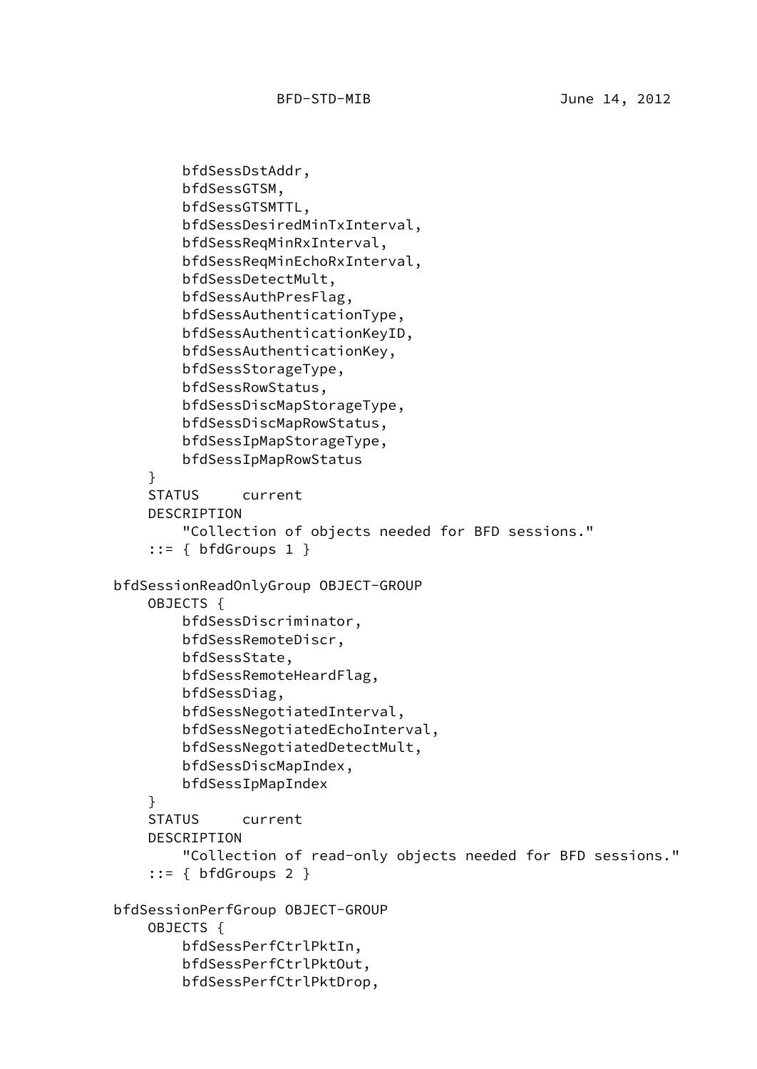```
        bfdSessDstAddr,
        bfdSessGTSM,
        bfdSessGTSMTTL,
        bfdSessDesiredMinTxInterval,
        bfdSessReqMinRxInterval,
        bfdSessReqMinEchoRxInterval,
        bfdSessDetectMult,
        bfdSessAuthPresFlag,
        bfdSessAuthenticationType,
        bfdSessAuthenticationKeyID,
        bfdSessAuthenticationKey,
        bfdSessStorageType,
        bfdSessRowStatus,
        bfdSessDiscMapStorageType,
        bfdSessDiscMapRowStatus,
        bfdSessIpMapStorageType,
        bfdSessIpMapRowStatus
    }
    STATUS     current
    DESCRIPTION
        "Collection of objects needed for BFD sessions."
    ::= { bfdGroups 1 }

bfdSessionReadOnlyGroup OBJECT-GROUP
    OBJECTS {
        bfdSessDiscriminator,
        bfdSessRemoteDiscr,
        bfdSessState,
        bfdSessRemoteHeardFlag,
        bfdSessDiag,
        bfdSessNegotiatedInterval,
        bfdSessNegotiatedEchoInterval,
        bfdSessNegotiatedDetectMult,
        bfdSessDiscMapIndex,
        bfdSessIpMapIndex
    }
    STATUS     current
    DESCRIPTION
        "Collection of read-only objects needed for BFD sessions."
    ::= { bfdGroups 2 }

bfdSessionPerfGroup OBJECT-GROUP
    OBJECTS {
        bfdSessPerfCtrlPktIn,
        bfdSessPerfCtrlPktOut,
        bfdSessPerfCtrlPktDrop,
```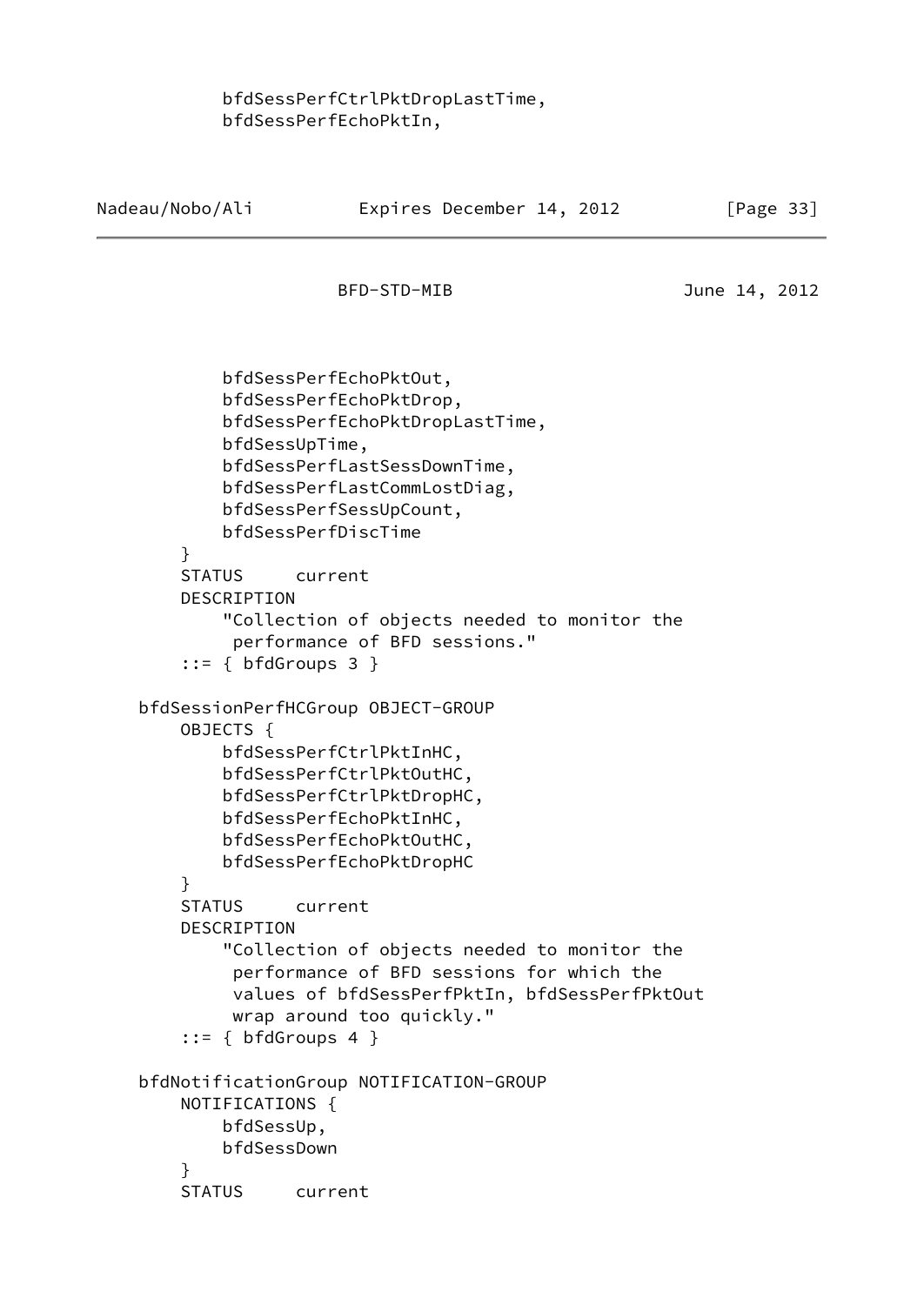```
            bfdSessPerfCtrlPktDropLastTime,
            bfdSessPerfEchoPktIn,
```

```
            bfdSessPerfEchoPktOut,
            bfdSessPerfEchoPktDrop,
            bfdSessPerfEchoPktDropLastTime,
            bfdSessUpTime,
            bfdSessPerfLastSessDownTime,
            bfdSessPerfLastCommLostDiag,
            bfdSessPerfSessUpCount,
            bfdSessPerfDiscTime
        }
        STATUS     current
        DESCRIPTION
            "Collection of objects needed to monitor the
             performance of BFD sessions."
        ::= { bfdGroups 3 }

    bfdSessionPerfHCGroup OBJECT-GROUP
        OBJECTS {
            bfdSessPerfCtrlPktInHC,
            bfdSessPerfCtrlPktOutHC,
            bfdSessPerfCtrlPktDropHC,
            bfdSessPerfEchoPktInHC,
            bfdSessPerfEchoPktOutHC,
            bfdSessPerfEchoPktDropHC
        }
        STATUS     current
        DESCRIPTION
            "Collection of objects needed to monitor the
             performance of BFD sessions for which the
             values of bfdSessPerfPktIn, bfdSessPerfPktOut
             wrap around too quickly."
        ::= { bfdGroups 4 }

    bfdNotificationGroup NOTIFICATION-GROUP
        NOTIFICATIONS {
            bfdSessUp,
            bfdSessDown
        }
        STATUS     current
```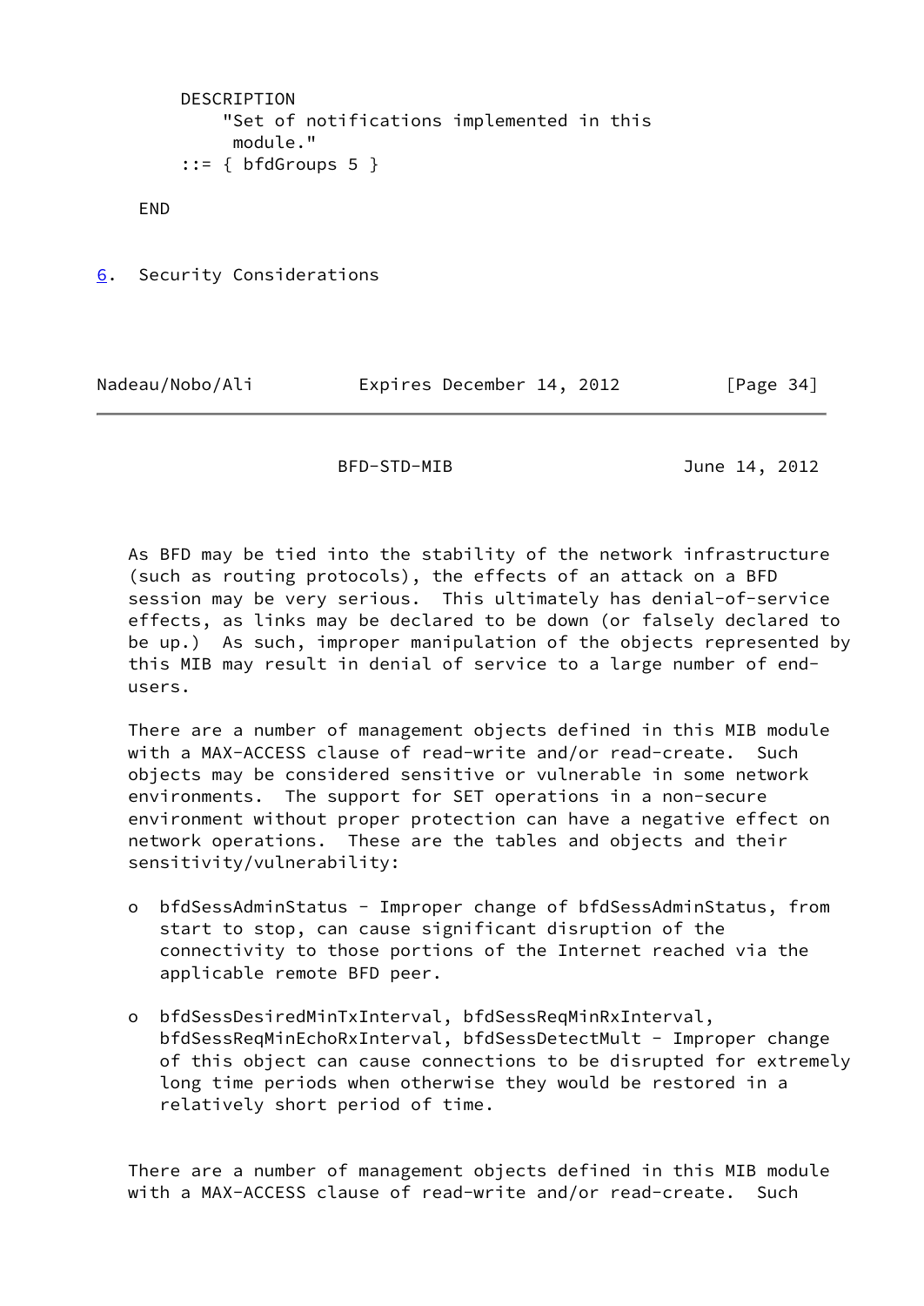```
        DESCRIPTION
            "Set of notifications implemented in this
             module."
        ::= { bfdGroups 5 }

    END
```

## 6. Security Considerations

As BFD may be tied into the stability of the network infrastructure (such as routing protocols), the effects of an attack on a BFD session may be very serious. This ultimately has denial-of-service effects, as links may be declared to be down (or falsely declared to be up.) As such, improper manipulation of the objects represented by this MIB may result in denial of service to a large number of end-users.

There are a number of management objects defined in this MIB module with a MAX-ACCESS clause of read-write and/or read-create. Such objects may be considered sensitive or vulnerable in some network environments. The support for SET operations in a non-secure environment without proper protection can have a negative effect on network operations. These are the tables and objects and their sensitivity/vulnerability:

- bfdSessAdminStatus - Improper change of bfdSessAdminStatus, from start to stop, can cause significant disruption of the connectivity to those portions of the Internet reached via the applicable remote BFD peer.

- bfdSessDesiredMinTxInterval, bfdSessReqMinRxInterval, bfdSessReqMinEchoRxInterval, bfdSessDetectMult - Improper change of this object can cause connections to be disrupted for extremely long time periods when otherwise they would be restored in a relatively short period of time.

There are a number of management objects defined in this MIB module with a MAX-ACCESS clause of read-write and/or read-create. Such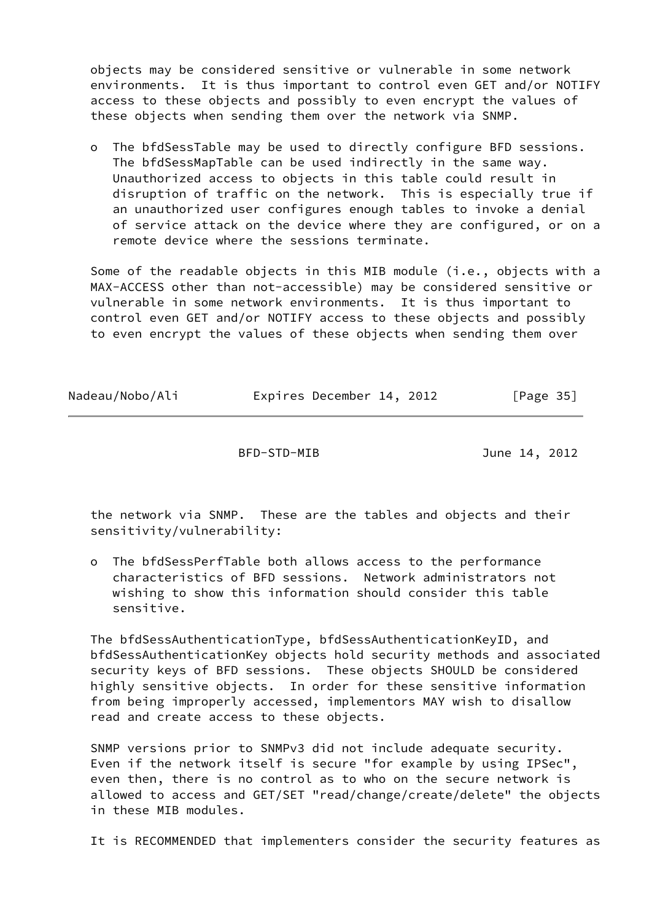objects may be considered sensitive or vulnerable in some network environments. It is thus important to control even GET and/or NOTIFY access to these objects and possibly to even encrypt the values of these objects when sending them over the network via SNMP.

- The bfdSessTable may be used to directly configure BFD sessions. The bfdSessMapTable can be used indirectly in the same way. Unauthorized access to objects in this table could result in disruption of traffic on the network. This is especially true if an unauthorized user configures enough tables to invoke a denial of service attack on the device where they are configured, or on a remote device where the sessions terminate.

Some of the readable objects in this MIB module (i.e., objects with a MAX-ACCESS other than not-accessible) may be considered sensitive or vulnerable in some network environments. It is thus important to control even GET and/or NOTIFY access to these objects and possibly to even encrypt the values of these objects when sending them over the network via SNMP. These are the tables and objects and their sensitivity/vulnerability:

- The bfdSessPerfTable both allows access to the performance characteristics of BFD sessions. Network administrators not wishing to show this information should consider this table sensitive.

The bfdSessAuthenticationType, bfdSessAuthenticationKeyID, and bfdSessAuthenticationKey objects hold security methods and associated security keys of BFD sessions. These objects SHOULD be considered highly sensitive objects. In order for these sensitive information from being improperly accessed, implementors MAY wish to disallow read and create access to these objects.

SNMP versions prior to SNMPv3 did not include adequate security. Even if the network itself is secure "for example by using IPSec", even then, there is no control as to who on the secure network is allowed to access and GET/SET "read/change/create/delete" the objects in these MIB modules.

It is RECOMMENDED that implementers consider the security features as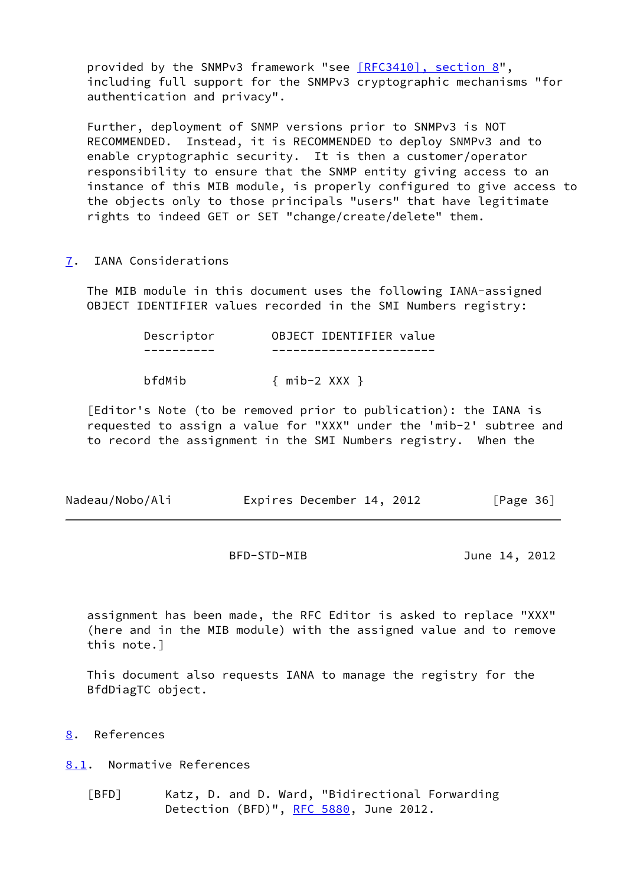provided by the SNMPv3 framework "see [RFC3410], section 8", including full support for the SNMPv3 cryptographic mechanisms "for authentication and privacy".

Further, deployment of SNMP versions prior to SNMPv3 is NOT RECOMMENDED. Instead, it is RECOMMENDED to deploy SNMPv3 and to enable cryptographic security. It is then a customer/operator responsibility to ensure that the SNMP entity giving access to an instance of this MIB module, is properly configured to give access to the objects only to those principals "users" that have legitimate rights to indeed GET or SET "change/create/delete" them.

## 7. IANA Considerations

The MIB module in this document uses the following IANA-assigned OBJECT IDENTIFIER values recorded in the SMI Numbers registry:

| Descriptor | OBJECT IDENTIFIER value |
| --- | --- |
| bfdMib | { mib-2 XXX } |

[Editor's Note (to be removed prior to publication): the IANA is requested to assign a value for "XXX" under the 'mib-2' subtree and to record the assignment in the SMI Numbers registry. When the assignment has been made, the RFC Editor is asked to replace "XXX" (here and in the MIB module) with the assigned value and to remove this note.]

This document also requests IANA to manage the registry for the BfdDiagTC object.

## 8. References

### 8.1. Normative References

[BFD] Katz, D. and D. Ward, "Bidirectional Forwarding Detection (BFD)", RFC 5880, June 2012.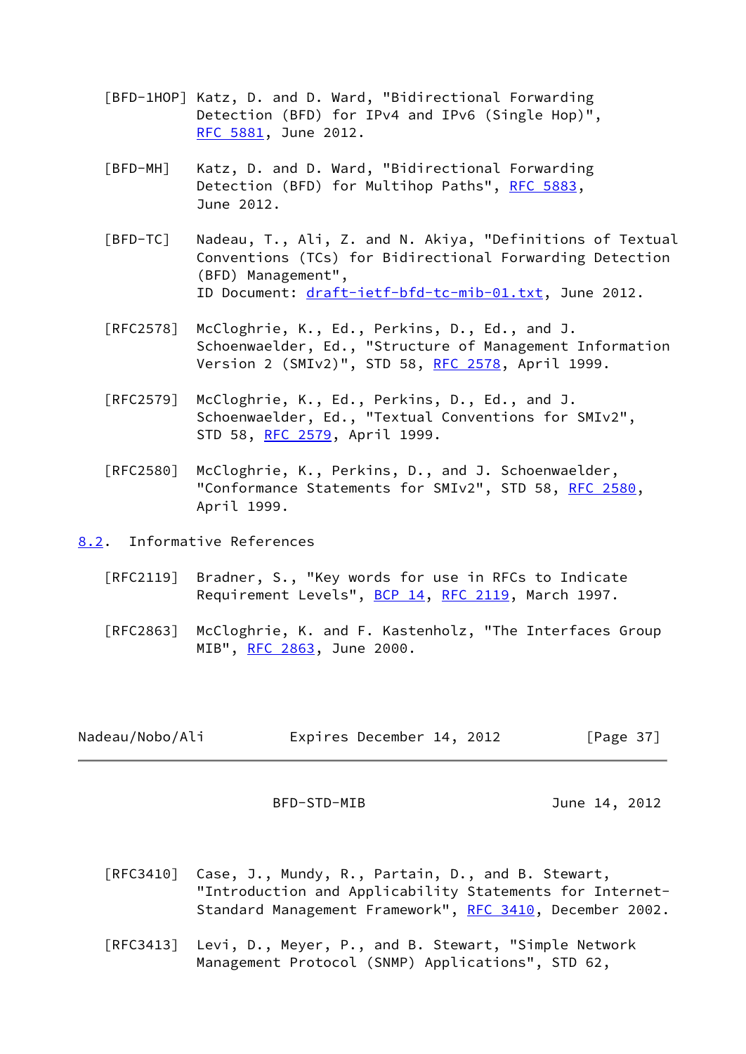[BFD-1HOP] Katz, D. and D. Ward, "Bidirectional Forwarding Detection (BFD) for IPv4 and IPv6 (Single Hop)", RFC 5881, June 2012.

[BFD-MH] Katz, D. and D. Ward, "Bidirectional Forwarding Detection (BFD) for Multihop Paths", RFC 5883, June 2012.

[BFD-TC] Nadeau, T., Ali, Z. and N. Akiya, "Definitions of Textual Conventions (TCs) for Bidirectional Forwarding Detection (BFD) Management", ID Document: draft-ietf-bfd-tc-mib-01.txt, June 2012.

[RFC2578] McCloghrie, K., Ed., Perkins, D., Ed., and J. Schoenwaelder, Ed., "Structure of Management Information Version 2 (SMIv2)", STD 58, RFC 2578, April 1999.

[RFC2579] McCloghrie, K., Ed., Perkins, D., Ed., and J. Schoenwaelder, Ed., "Textual Conventions for SMIv2", STD 58, RFC 2579, April 1999.

[RFC2580] McCloghrie, K., Perkins, D., and J. Schoenwaelder, "Conformance Statements for SMIv2", STD 58, RFC 2580, April 1999.

## 8.2. Informative References

[RFC2119] Bradner, S., "Key words for use in RFCs to Indicate Requirement Levels", BCP 14, RFC 2119, March 1997.

[RFC2863] McCloghrie, K. and F. Kastenholz, "The Interfaces Group MIB", RFC 2863, June 2000.

[RFC3410] Case, J., Mundy, R., Partain, D., and B. Stewart, "Introduction and Applicability Statements for Internet-Standard Management Framework", RFC 3410, December 2002.

[RFC3413] Levi, D., Meyer, P., and B. Stewart, "Simple Network Management Protocol (SNMP) Applications", STD 62,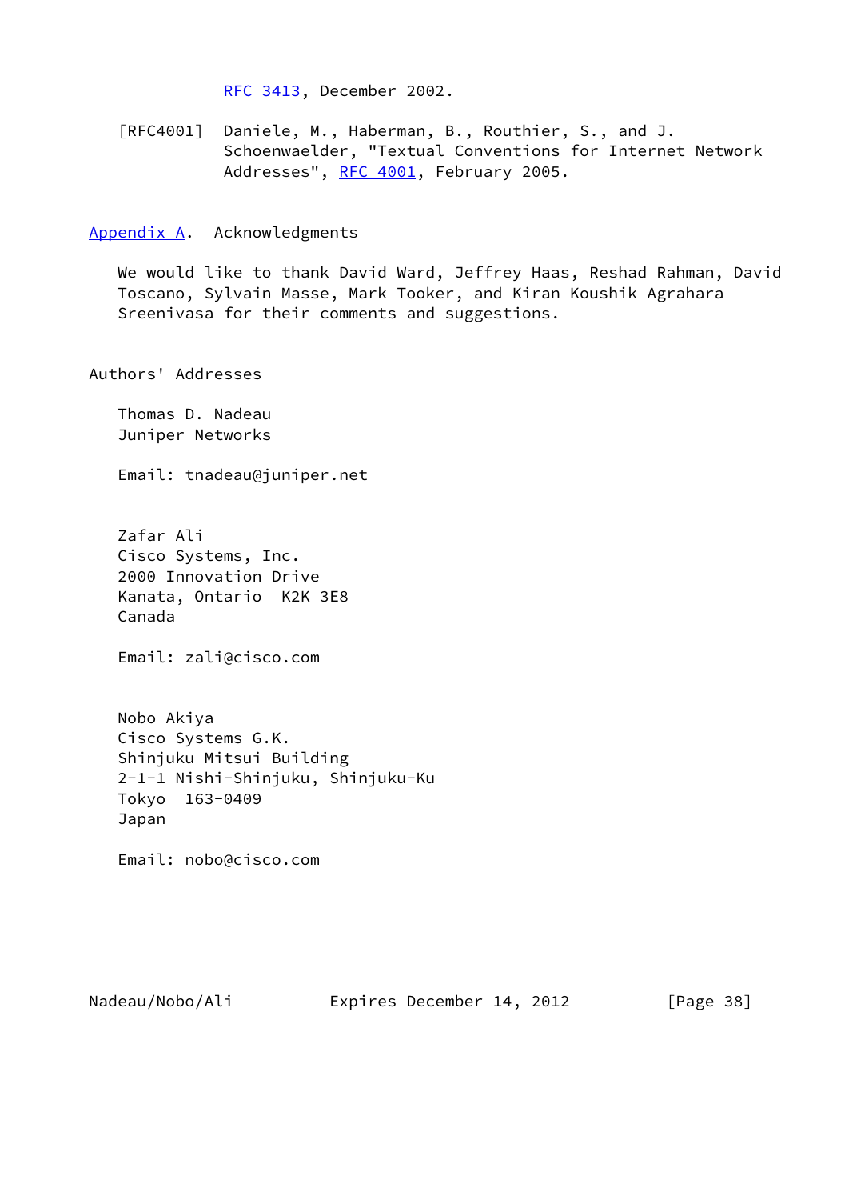RFC 3413, December 2002.

[RFC4001] Daniele, M., Haberman, B., Routhier, S., and J. Schoenwaelder, "Textual Conventions for Internet Network Addresses", RFC 4001, February 2005.

## Appendix A. Acknowledgments

We would like to thank David Ward, Jeffrey Haas, Reshad Rahman, David Toscano, Sylvain Masse, Mark Tooker, and Kiran Koushik Agrahara Sreenivasa for their comments and suggestions.

## Authors' Addresses

Thomas D. Nadeau
Juniper Networks

Email: tnadeau@juniper.net

Zafar Ali
Cisco Systems, Inc.
2000 Innovation Drive
Kanata, Ontario  K2K 3E8
Canada

Email: zali@cisco.com

Nobo Akiya
Cisco Systems G.K.
Shinjuku Mitsui Building
2-1-1 Nishi-Shinjuku, Shinjuku-Ku
Tokyo  163-0409
Japan

Email: nobo@cisco.com